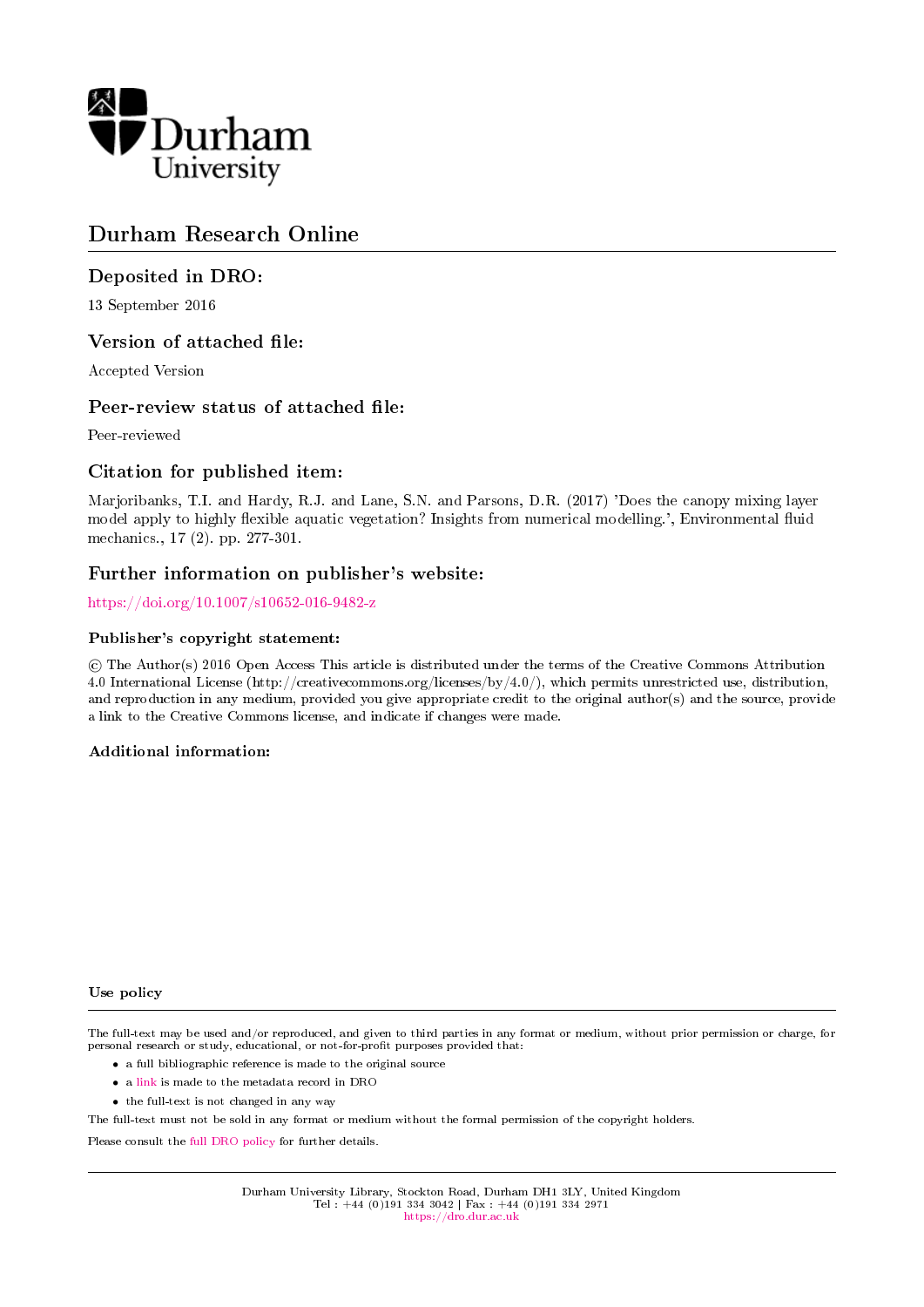# Durham Research Online

## Deposited in DRO:

13 September 2016

## Version of attached file:

Accepted Version

## Peer-review status of attached file:

Peer-reviewed

## Citation for published item:

Marjoribanks, T.I. and Hardy, R.J. and Lane, S.N. and Parsons, D.R. (2017) 'Does the canopy mixing layer model apply to highly flexible aquatic vegetation? Insights from numerical modelling.', Environmental fluid mechanics., 17 (2). pp. 277-301.

## Further information on publisher's website:

https://doi.org/10.1007/s10652-016-9482-z

### Publisher's copyright statement:

© The Author(s) 2016 Open Access This article is distributed under the terms of the Creative Commons Attribution 4.0 International License (http://creativecommons.org/licenses/by/4.0/), which permits unrestricted use, distribution, and reproduction in any medium, provided you give appropriate credit to the original author(s) and the source, provide a link to the Creative Commons license, and indicate if changes were made.

### Additional information:

### Use policy

The full-text may be used and/or reproduced, and given to third parties in any format or medium, without prior permission or charge, for personal research or study, educational, or not-for-profit purposes provided that:

- a full bibliographic reference is made to the original source
- a link is made to the metadata record in DRO
- the full-text is not changed in any way

The full-text must not be sold in any format or medium without the formal permission of the copyright holders.

Please consult the full DRO policy for further details.

Durham University Library, Stockton Road, Durham DH1 3LY, United Kingdom
Tel : +44 (0)191 334 3042 | Fax : +44 (0)191 334 2971
https://dro.dur.ac.uk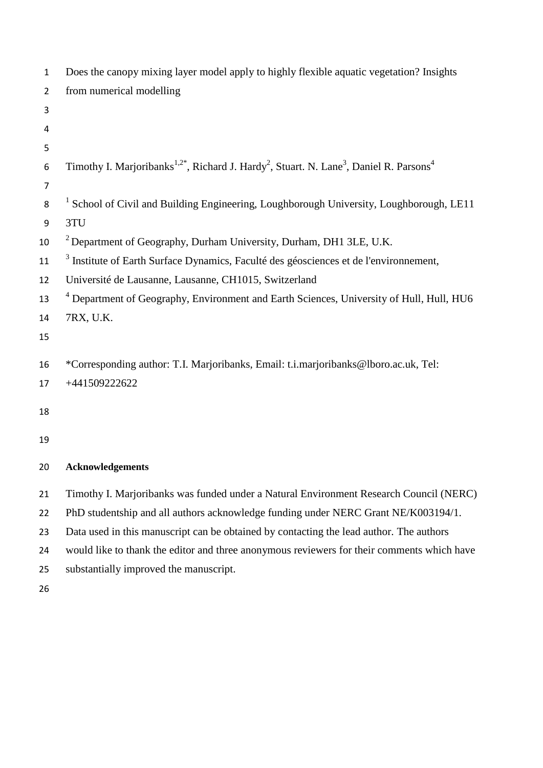# Does the canopy mixing layer model apply to highly flexible aquatic vegetation? Insights from numerical modelling

Timothy I. Marjoribanks[1,2*], Richard J. Hardy[2], Stuart. N. Lane[3], Daniel R. Parsons[4]

[1] School of Civil and Building Engineering, Loughborough University, Loughborough, LE11 3TU

[2] Department of Geography, Durham University, Durham, DH1 3LE, U.K.

[3] Institute of Earth Surface Dynamics, Faculté des géosciences et de l'environnement, Université de Lausanne, Lausanne, CH1015, Switzerland

[4] Department of Geography, Environment and Earth Sciences, University of Hull, Hull, HU6 7RX, U.K.

*Corresponding author: T.I. Marjoribanks, Email: t.i.marjoribanks@lboro.ac.uk, Tel: +441509222622

**Acknowledgements**

Timothy I. Marjoribanks was funded under a Natural Environment Research Council (NERC) PhD studentship and all authors acknowledge funding under NERC Grant NE/K003194/1. Data used in this manuscript can be obtained by contacting the lead author. The authors would like to thank the editor and three anonymous reviewers for their comments which have substantially improved the manuscript.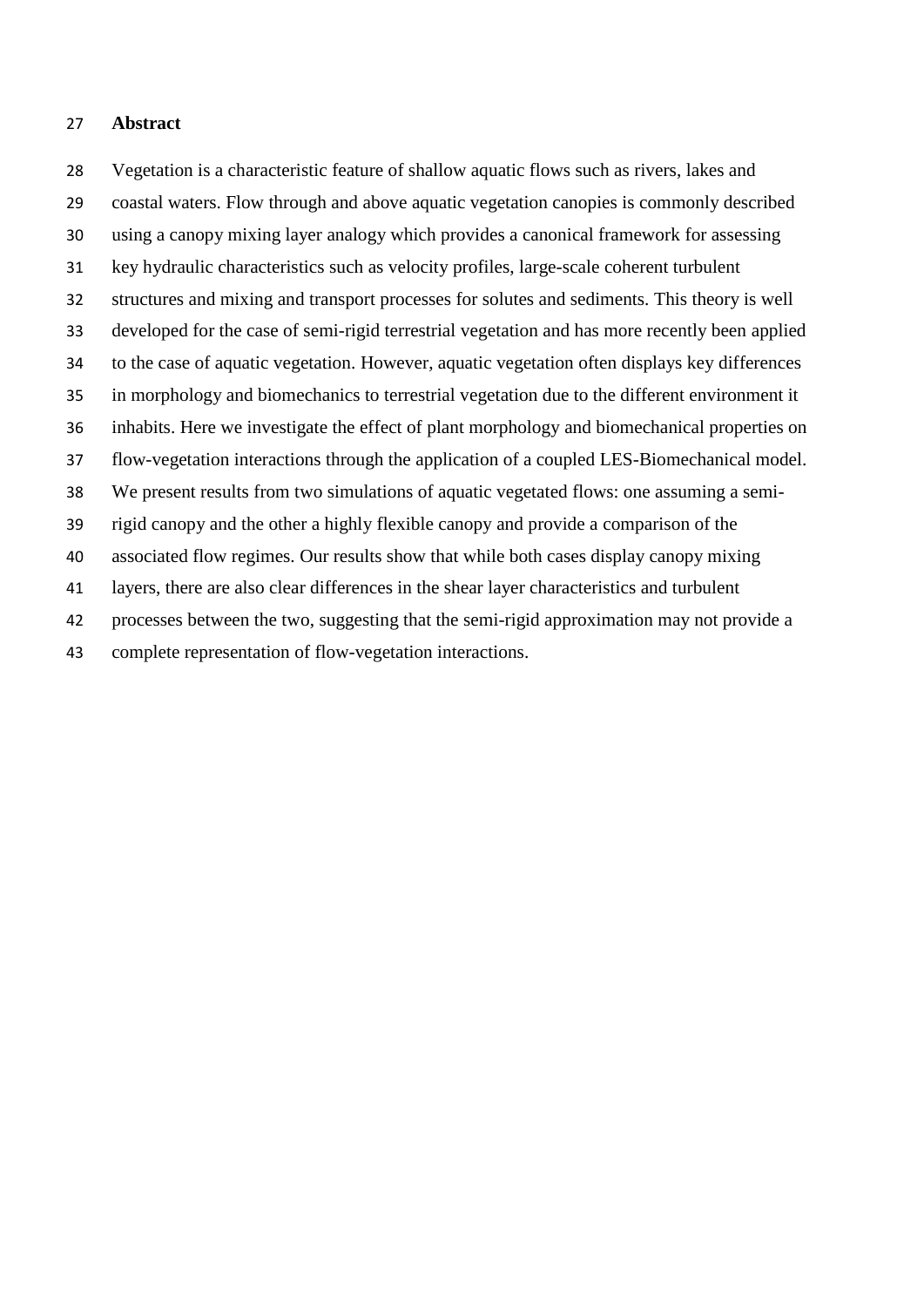## Abstract

Vegetation is a characteristic feature of shallow aquatic flows such as rivers, lakes and coastal waters. Flow through and above aquatic vegetation canopies is commonly described using a canopy mixing layer analogy which provides a canonical framework for assessing key hydraulic characteristics such as velocity profiles, large-scale coherent turbulent structures and mixing and transport processes for solutes and sediments. This theory is well developed for the case of semi-rigid terrestrial vegetation and has more recently been applied to the case of aquatic vegetation. However, aquatic vegetation often displays key differences in morphology and biomechanics to terrestrial vegetation due to the different environment it inhabits. Here we investigate the effect of plant morphology and biomechanical properties on flow-vegetation interactions through the application of a coupled LES-Biomechanical model. We present results from two simulations of aquatic vegetated flows: one assuming a semi-rigid canopy and the other a highly flexible canopy and provide a comparison of the associated flow regimes. Our results show that while both cases display canopy mixing layers, there are also clear differences in the shear layer characteristics and turbulent processes between the two, suggesting that the semi-rigid approximation may not provide a complete representation of flow-vegetation interactions.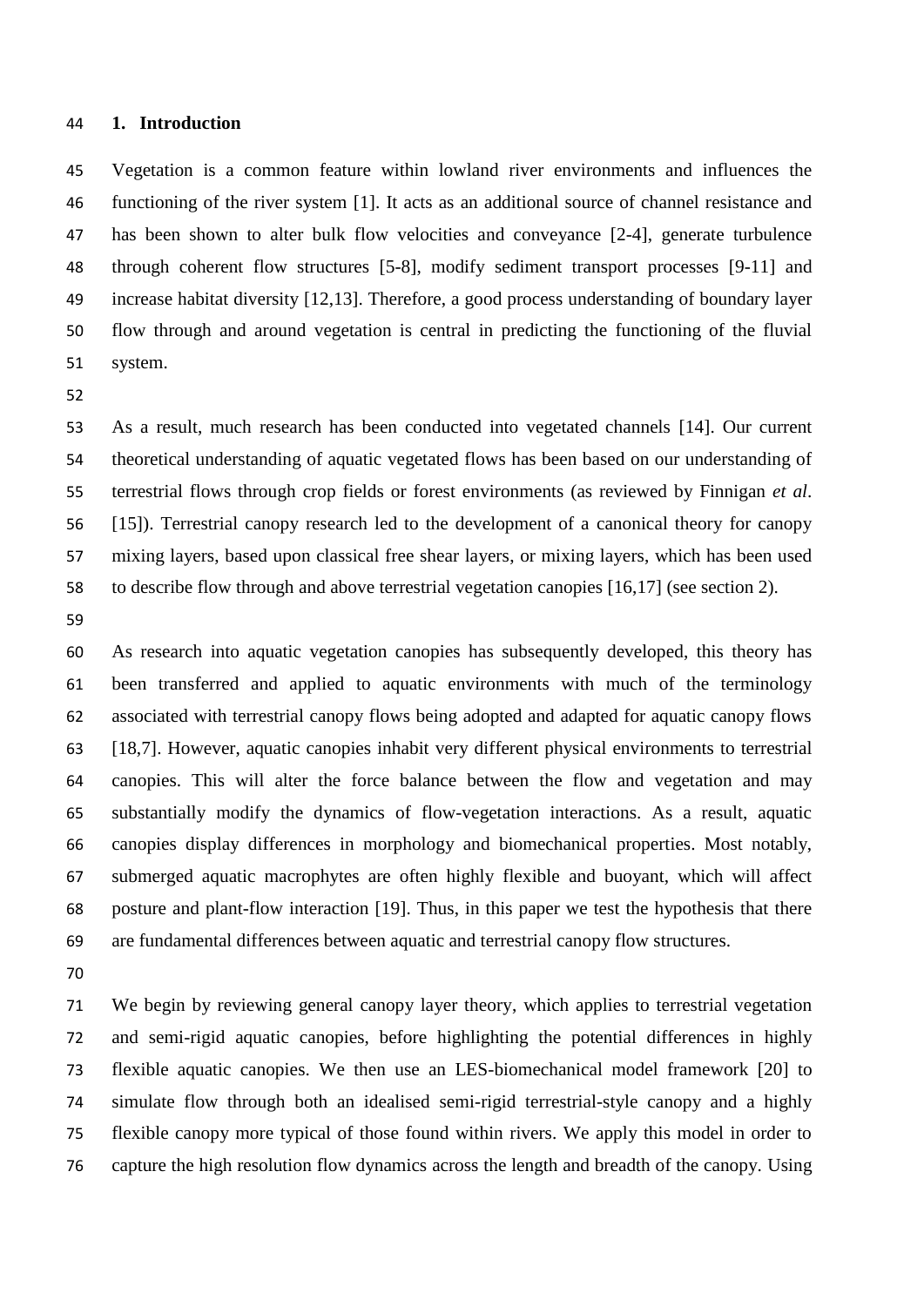# 1. Introduction

Vegetation is a common feature within lowland river environments and influences the functioning of the river system [1]. It acts as an additional source of channel resistance and has been shown to alter bulk flow velocities and conveyance [2-4], generate turbulence through coherent flow structures [5-8], modify sediment transport processes [9-11] and increase habitat diversity [12,13]. Therefore, a good process understanding of boundary layer flow through and around vegetation is central in predicting the functioning of the fluvial system.

As a result, much research has been conducted into vegetated channels [14]. Our current theoretical understanding of aquatic vegetated flows has been based on our understanding of terrestrial flows through crop fields or forest environments (as reviewed by Finnigan *et al*. [15]). Terrestrial canopy research led to the development of a canonical theory for canopy mixing layers, based upon classical free shear layers, or mixing layers, which has been used to describe flow through and above terrestrial vegetation canopies [16,17] (see section 2).

As research into aquatic vegetation canopies has subsequently developed, this theory has been transferred and applied to aquatic environments with much of the terminology associated with terrestrial canopy flows being adopted and adapted for aquatic canopy flows [18,7]. However, aquatic canopies inhabit very different physical environments to terrestrial canopies. This will alter the force balance between the flow and vegetation and may substantially modify the dynamics of flow-vegetation interactions. As a result, aquatic canopies display differences in morphology and biomechanical properties. Most notably, submerged aquatic macrophytes are often highly flexible and buoyant, which will affect posture and plant-flow interaction [19]. Thus, in this paper we test the hypothesis that there are fundamental differences between aquatic and terrestrial canopy flow structures.

We begin by reviewing general canopy layer theory, which applies to terrestrial vegetation and semi-rigid aquatic canopies, before highlighting the potential differences in highly flexible aquatic canopies. We then use an LES-biomechanical model framework [20] to simulate flow through both an idealised semi-rigid terrestrial-style canopy and a highly flexible canopy more typical of those found within rivers. We apply this model in order to capture the high resolution flow dynamics across the length and breadth of the canopy. Using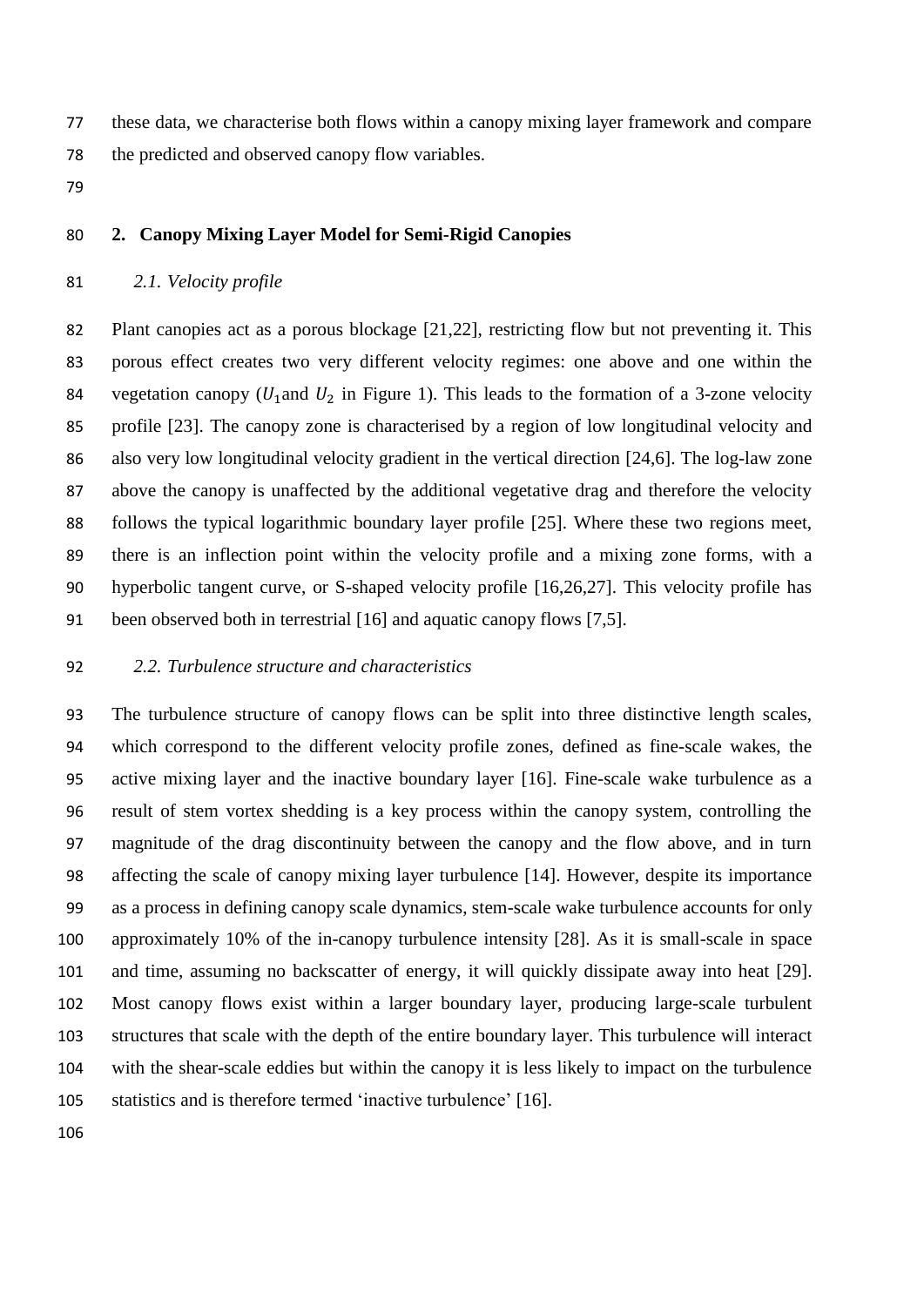these data, we characterise both flows within a canopy mixing layer framework and compare the predicted and observed canopy flow variables.

## 2. Canopy Mixing Layer Model for Semi-Rigid Canopies

### *2.1. Velocity profile*

Plant canopies act as a porous blockage [21,22], restricting flow but not preventing it. This porous effect creates two very different velocity regimes: one above and one within the vegetation canopy ($U_1$and $U_2$ in Figure 1). This leads to the formation of a 3-zone velocity profile [23]. The canopy zone is characterised by a region of low longitudinal velocity and also very low longitudinal velocity gradient in the vertical direction [24,6]. The log-law zone above the canopy is unaffected by the additional vegetative drag and therefore the velocity follows the typical logarithmic boundary layer profile [25]. Where these two regions meet, there is an inflection point within the velocity profile and a mixing zone forms, with a hyperbolic tangent curve, or S-shaped velocity profile [16,26,27]. This velocity profile has been observed both in terrestrial [16] and aquatic canopy flows [7,5].

### *2.2. Turbulence structure and characteristics*

The turbulence structure of canopy flows can be split into three distinctive length scales, which correspond to the different velocity profile zones, defined as fine-scale wakes, the active mixing layer and the inactive boundary layer [16]. Fine-scale wake turbulence as a result of stem vortex shedding is a key process within the canopy system, controlling the magnitude of the drag discontinuity between the canopy and the flow above, and in turn affecting the scale of canopy mixing layer turbulence [14]. However, despite its importance as a process in defining canopy scale dynamics, stem-scale wake turbulence accounts for only approximately 10% of the in-canopy turbulence intensity [28]. As it is small-scale in space and time, assuming no backscatter of energy, it will quickly dissipate away into heat [29]. Most canopy flows exist within a larger boundary layer, producing large-scale turbulent structures that scale with the depth of the entire boundary layer. This turbulence will interact with the shear-scale eddies but within the canopy it is less likely to impact on the turbulence statistics and is therefore termed 'inactive turbulence' [16].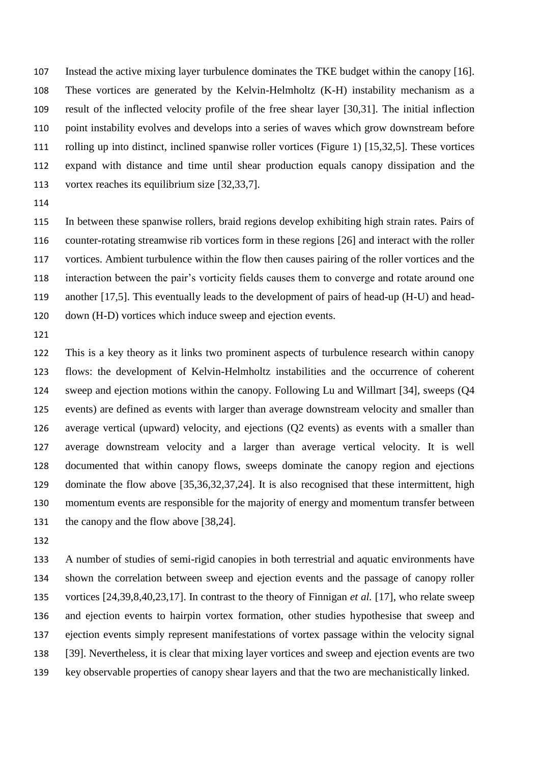Instead the active mixing layer turbulence dominates the TKE budget within the canopy [16]. These vortices are generated by the Kelvin-Helmholtz (K-H) instability mechanism as a result of the inflected velocity profile of the free shear layer [30,31]. The initial inflection point instability evolves and develops into a series of waves which grow downstream before rolling up into distinct, inclined spanwise roller vortices (Figure 1) [15,32,5]. These vortices expand with distance and time until shear production equals canopy dissipation and the vortex reaches its equilibrium size [32,33,7].

In between these spanwise rollers, braid regions develop exhibiting high strain rates. Pairs of counter-rotating streamwise rib vortices form in these regions [26] and interact with the roller vortices. Ambient turbulence within the flow then causes pairing of the roller vortices and the interaction between the pair's vorticity fields causes them to converge and rotate around one another [17,5]. This eventually leads to the development of pairs of head-up (H-U) and head-down (H-D) vortices which induce sweep and ejection events.

This is a key theory as it links two prominent aspects of turbulence research within canopy flows: the development of Kelvin-Helmholtz instabilities and the occurrence of coherent sweep and ejection motions within the canopy. Following Lu and Willmart [34], sweeps (Q4 events) are defined as events with larger than average downstream velocity and smaller than average vertical (upward) velocity, and ejections (Q2 events) as events with a smaller than average downstream velocity and a larger than average vertical velocity. It is well documented that within canopy flows, sweeps dominate the canopy region and ejections dominate the flow above [35,36,32,37,24]. It is also recognised that these intermittent, high momentum events are responsible for the majority of energy and momentum transfer between the canopy and the flow above [38,24].

A number of studies of semi-rigid canopies in both terrestrial and aquatic environments have shown the correlation between sweep and ejection events and the passage of canopy roller vortices [24,39,8,40,23,17]. In contrast to the theory of Finnigan *et al.* [17], who relate sweep and ejection events to hairpin vortex formation, other studies hypothesise that sweep and ejection events simply represent manifestations of vortex passage within the velocity signal [39]. Nevertheless, it is clear that mixing layer vortices and sweep and ejection events are two key observable properties of canopy shear layers and that the two are mechanistically linked.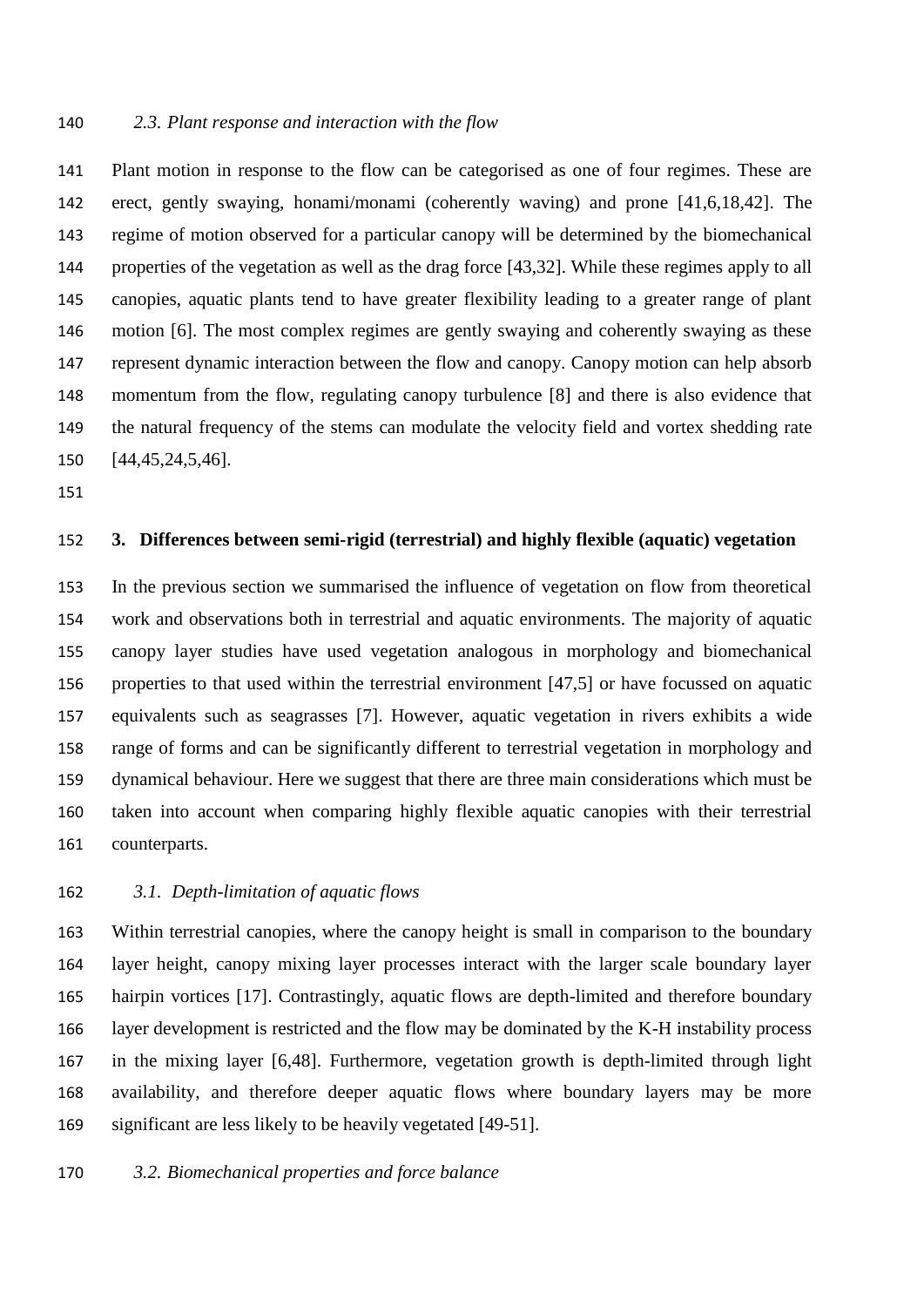### *2.3. Plant response and interaction with the flow*

Plant motion in response to the flow can be categorised as one of four regimes. These are erect, gently swaying, honami/monami (coherently waving) and prone [41,6,18,42]. The regime of motion observed for a particular canopy will be determined by the biomechanical properties of the vegetation as well as the drag force [43,32]. While these regimes apply to all canopies, aquatic plants tend to have greater flexibility leading to a greater range of plant motion [6]. The most complex regimes are gently swaying and coherently swaying as these represent dynamic interaction between the flow and canopy. Canopy motion can help absorb momentum from the flow, regulating canopy turbulence [8] and there is also evidence that the natural frequency of the stems can modulate the velocity field and vortex shedding rate [44,45,24,5,46].

## 3. Differences between semi-rigid (terrestrial) and highly flexible (aquatic) vegetation

In the previous section we summarised the influence of vegetation on flow from theoretical work and observations both in terrestrial and aquatic environments. The majority of aquatic canopy layer studies have used vegetation analogous in morphology and biomechanical properties to that used within the terrestrial environment [47,5] or have focussed on aquatic equivalents such as seagrasses [7]. However, aquatic vegetation in rivers exhibits a wide range of forms and can be significantly different to terrestrial vegetation in morphology and dynamical behaviour. Here we suggest that there are three main considerations which must be taken into account when comparing highly flexible aquatic canopies with their terrestrial counterparts.

### *3.1. Depth-limitation of aquatic flows*

Within terrestrial canopies, where the canopy height is small in comparison to the boundary layer height, canopy mixing layer processes interact with the larger scale boundary layer hairpin vortices [17]. Contrastingly, aquatic flows are depth-limited and therefore boundary layer development is restricted and the flow may be dominated by the K-H instability process in the mixing layer [6,48]. Furthermore, vegetation growth is depth-limited through light availability, and therefore deeper aquatic flows where boundary layers may be more significant are less likely to be heavily vegetated [49-51].

### *3.2. Biomechanical properties and force balance*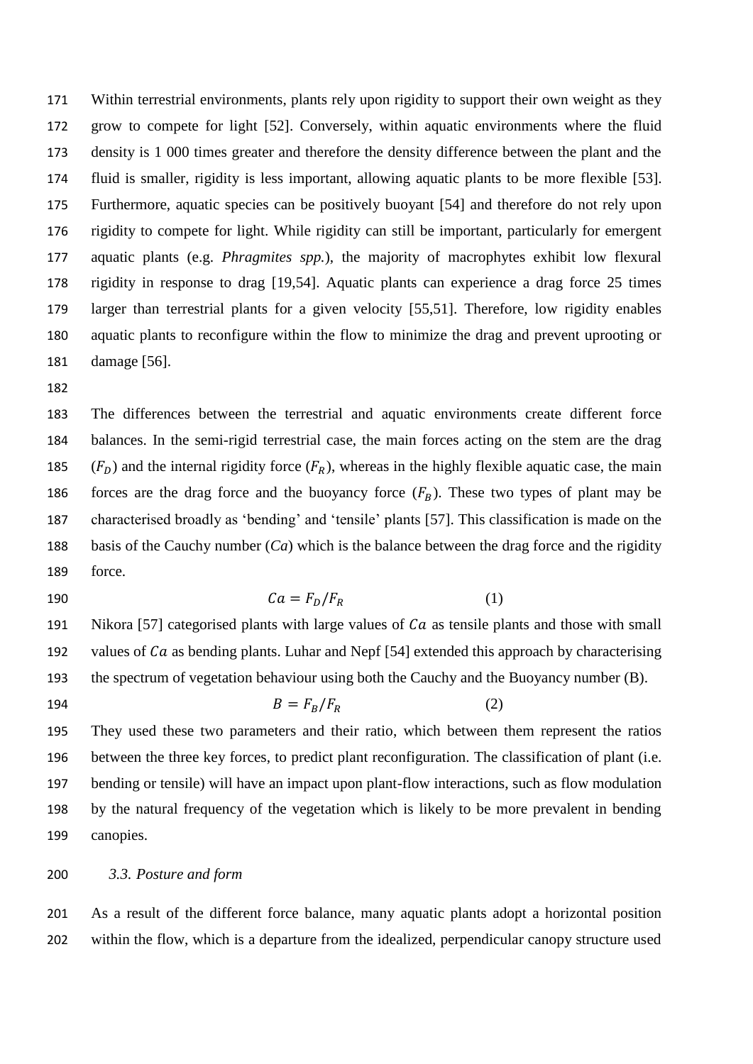Within terrestrial environments, plants rely upon rigidity to support their own weight as they grow to compete for light [52]. Conversely, within aquatic environments where the fluid density is 1 000 times greater and therefore the density difference between the plant and the fluid is smaller, rigidity is less important, allowing aquatic plants to be more flexible [53]. Furthermore, aquatic species can be positively buoyant [54] and therefore do not rely upon rigidity to compete for light. While rigidity can still be important, particularly for emergent aquatic plants (e.g. *Phragmites spp.*), the majority of macrophytes exhibit low flexural rigidity in response to drag [19,54]. Aquatic plants can experience a drag force 25 times larger than terrestrial plants for a given velocity [55,51]. Therefore, low rigidity enables aquatic plants to reconfigure within the flow to minimize the drag and prevent uprooting or damage [56].

The differences between the terrestrial and aquatic environments create different force balances. In the semi-rigid terrestrial case, the main forces acting on the stem are the drag ($F_D$) and the internal rigidity force ($F_R$), whereas in the highly flexible aquatic case, the main forces are the drag force and the buoyancy force ($F_B$). These two types of plant may be characterised broadly as 'bending' and 'tensile' plants [57]. This classification is made on the basis of the Cauchy number (*Ca*) which is the balance between the drag force and the rigidity force.

$$Ca = F_D/F_R \qquad (1)$$

Nikora [57] categorised plants with large values of $Ca$ as tensile plants and those with small values of $Ca$ as bending plants. Luhar and Nepf [54] extended this approach by characterising the spectrum of vegetation behaviour using both the Cauchy and the Buoyancy number (B).

$$B = F_B/F_R \qquad (2)$$

They used these two parameters and their ratio, which between them represent the ratios between the three key forces, to predict plant reconfiguration. The classification of plant (i.e. bending or tensile) will have an impact upon plant-flow interactions, such as flow modulation by the natural frequency of the vegetation which is likely to be more prevalent in bending canopies.

### *3.3. Posture and form*

As a result of the different force balance, many aquatic plants adopt a horizontal position within the flow, which is a departure from the idealized, perpendicular canopy structure used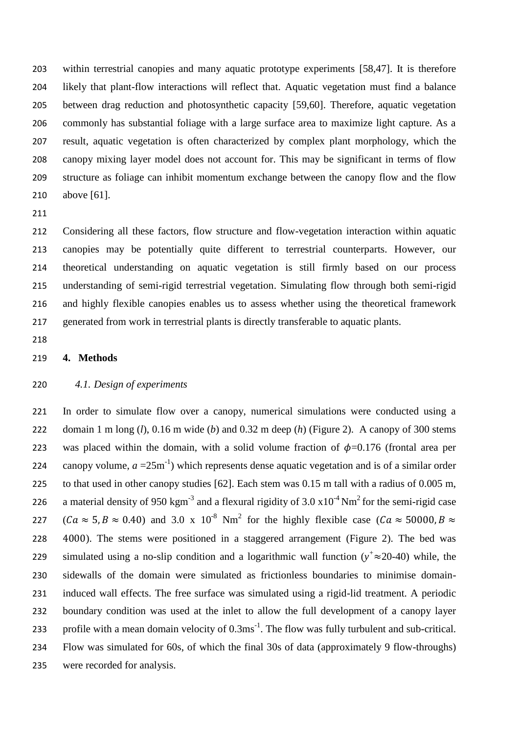within terrestrial canopies and many aquatic prototype experiments [58,47]. It is therefore likely that plant-flow interactions will reflect that. Aquatic vegetation must find a balance between drag reduction and photosynthetic capacity [59,60]. Therefore, aquatic vegetation commonly has substantial foliage with a large surface area to maximize light capture. As a result, aquatic vegetation is often characterized by complex plant morphology, which the canopy mixing layer model does not account for. This may be significant in terms of flow structure as foliage can inhibit momentum exchange between the canopy flow and the flow above [61].

Considering all these factors, flow structure and flow-vegetation interaction within aquatic canopies may be potentially quite different to terrestrial counterparts. However, our theoretical understanding on aquatic vegetation is still firmly based on our process understanding of semi-rigid terrestrial vegetation. Simulating flow through both semi-rigid and highly flexible canopies enables us to assess whether using the theoretical framework generated from work in terrestrial plants is directly transferable to aquatic plants.

## 4. Methods

### *4.1. Design of experiments*

In order to simulate flow over a canopy, numerical simulations were conducted using a domain 1 m long ($l$), 0.16 m wide ($b$) and 0.32 m deep ($h$) (Figure 2). A canopy of 300 stems was placed within the domain, with a solid volume fraction of $\phi$=0.176 (frontal area per canopy volume, $a$ =25m$^{-1}$) which represents dense aquatic vegetation and is of a similar order to that used in other canopy studies [62]. Each stem was 0.15 m tall with a radius of 0.005 m, a material density of 950 kgm$^{-3}$ and a flexural rigidity of 3.0 x10$^{-4}$ Nm$^2$ for the semi-rigid case ($Ca \approx 5, B \approx 0.40$) and 3.0 x 10$^{-8}$ Nm$^2$ for the highly flexible case ($Ca \approx 50000, B \approx 4000$). The stems were positioned in a staggered arrangement (Figure 2). The bed was simulated using a no-slip condition and a logarithmic wall function ($y^+$≈20-40) while, the sidewalls of the domain were simulated as frictionless boundaries to minimise domain-induced wall effects. The free surface was simulated using a rigid-lid treatment. A periodic boundary condition was used at the inlet to allow the full development of a canopy layer profile with a mean domain velocity of 0.3ms$^{-1}$. The flow was fully turbulent and sub-critical. Flow was simulated for 60s, of which the final 30s of data (approximately 9 flow-throughs) were recorded for analysis.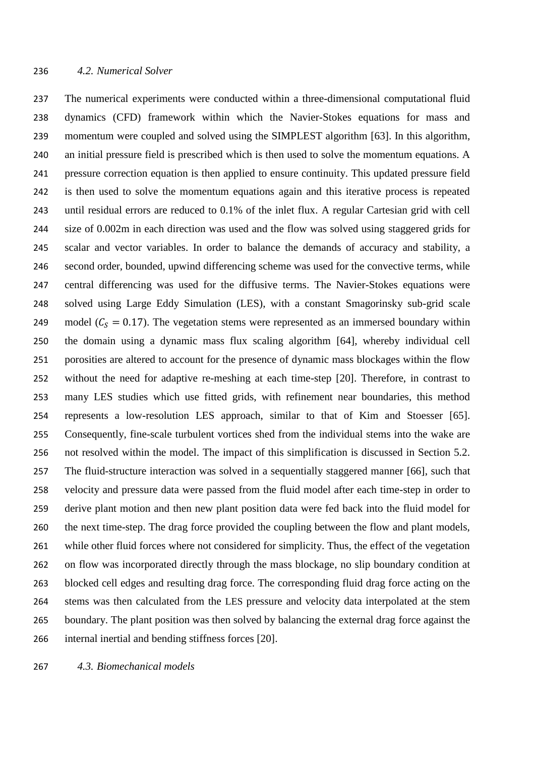### 4.2. Numerical Solver

The numerical experiments were conducted within a three-dimensional computational fluid dynamics (CFD) framework within which the Navier-Stokes equations for mass and momentum were coupled and solved using the SIMPLEST algorithm [63]. In this algorithm, an initial pressure field is prescribed which is then used to solve the momentum equations. A pressure correction equation is then applied to ensure continuity. This updated pressure field is then used to solve the momentum equations again and this iterative process is repeated until residual errors are reduced to 0.1% of the inlet flux. A regular Cartesian grid with cell size of 0.002m in each direction was used and the flow was solved using staggered grids for scalar and vector variables. In order to balance the demands of accuracy and stability, a second order, bounded, upwind differencing scheme was used for the convective terms, while central differencing was used for the diffusive terms. The Navier-Stokes equations were solved using Large Eddy Simulation (LES), with a constant Smagorinsky sub-grid scale model ($C_S = 0.17$). The vegetation stems were represented as an immersed boundary within the domain using a dynamic mass flux scaling algorithm [64], whereby individual cell porosities are altered to account for the presence of dynamic mass blockages within the flow without the need for adaptive re-meshing at each time-step [20]. Therefore, in contrast to many LES studies which use fitted grids, with refinement near boundaries, this method represents a low-resolution LES approach, similar to that of Kim and Stoesser [65]. Consequently, fine-scale turbulent vortices shed from the individual stems into the wake are not resolved within the model. The impact of this simplification is discussed in Section 5.2. The fluid-structure interaction was solved in a sequentially staggered manner [66], such that velocity and pressure data were passed from the fluid model after each time-step in order to derive plant motion and then new plant position data were fed back into the fluid model for the next time-step. The drag force provided the coupling between the flow and plant models, while other fluid forces where not considered for simplicity. Thus, the effect of the vegetation on flow was incorporated directly through the mass blockage, no slip boundary condition at blocked cell edges and resulting drag force. The corresponding fluid drag force acting on the stems was then calculated from the LES pressure and velocity data interpolated at the stem boundary. The plant position was then solved by balancing the external drag force against the internal inertial and bending stiffness forces [20].

### 4.3. Biomechanical models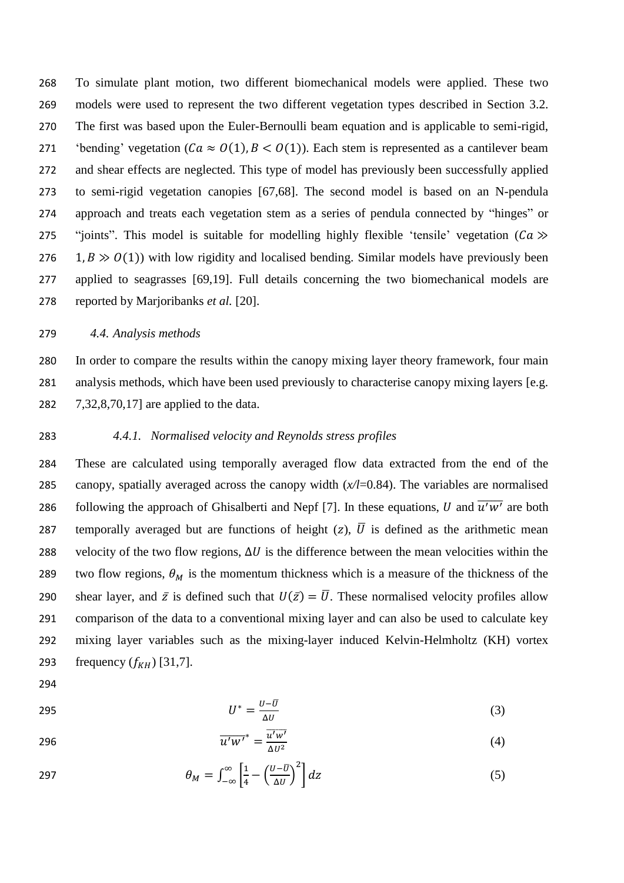To simulate plant motion, two different biomechanical models were applied. These two models were used to represent the two different vegetation types described in Section 3.2. The first was based upon the Euler-Bernoulli beam equation and is applicable to semi-rigid, 'bending' vegetation ($Ca \approx O(1), B < O(1)$). Each stem is represented as a cantilever beam and shear effects are neglected. This type of model has previously been successfully applied to semi-rigid vegetation canopies [67,68]. The second model is based on an N-pendula approach and treats each vegetation stem as a series of pendula connected by "hinges" or "joints". This model is suitable for modelling highly flexible 'tensile' vegetation ($Ca \gg 1, B \gg O(1)$) with low rigidity and localised bending. Similar models have previously been applied to seagrasses [69,19]. Full details concerning the two biomechanical models are reported by Marjoribanks *et al.* [20].

### *4.4. Analysis methods*

In order to compare the results within the canopy mixing layer theory framework, four main analysis methods, which have been used previously to characterise canopy mixing layers [e.g. 7,32,8,70,17] are applied to the data.

#### *4.4.1. Normalised velocity and Reynolds stress profiles*

These are calculated using temporally averaged flow data extracted from the end of the canopy, spatially averaged across the canopy width ($x/l$=0.84). The variables are normalised following the approach of Ghisalberti and Nepf [7]. In these equations, $U$ and $\overline{u'w'}$ are both temporally averaged but are functions of height ($z$), $\bar{U}$ is defined as the arithmetic mean velocity of the two flow regions, $\Delta U$ is the difference between the mean velocities within the two flow regions, $\theta_M$ is the momentum thickness which is a measure of the thickness of the shear layer, and $\bar{z}$ is defined such that $U(\bar{z}) = \bar{U}$. These normalised velocity profiles allow comparison of the data to a conventional mixing layer and can also be used to calculate key mixing layer variables such as the mixing-layer induced Kelvin-Helmholtz (KH) vortex frequency ($f_{KH}$) [31,7].

$$U^* = \frac{U - \bar{U}}{\Delta U} \tag{3}$$

$$\overline{u'w'}^* = \frac{\overline{u'w'}}{\Delta U^2} \tag{4}$$

$$\theta_M = \int_{-\infty}^{\infty} \left[ \frac{1}{4} - \left( \frac{U - \bar{U}}{\Delta U} \right)^2 \right] dz \tag{5}$$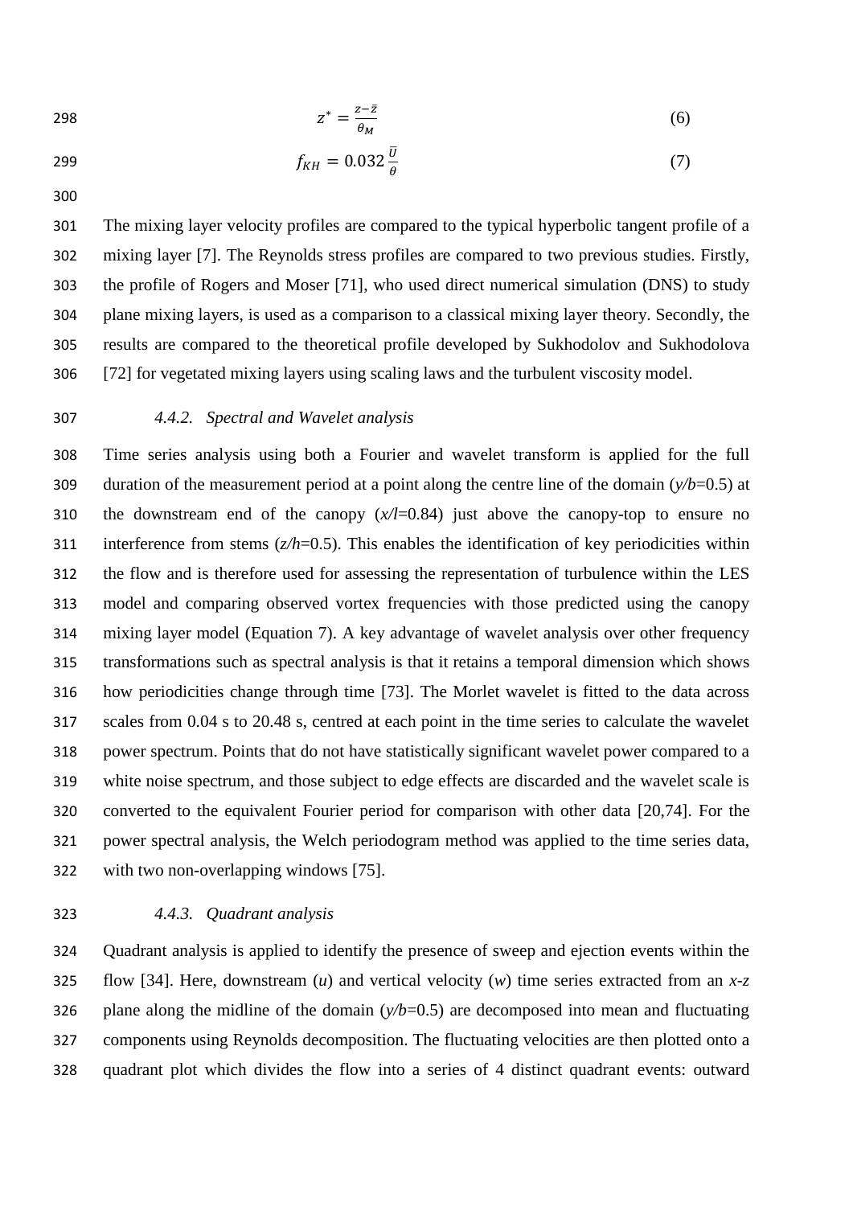$$z^* = \frac{z - \bar{z}}{\theta_M} \tag{6}$$

$$f_{KH} = 0.032\,\frac{\bar{U}}{\theta} \tag{7}$$

The mixing layer velocity profiles are compared to the typical hyperbolic tangent profile of a mixing layer [7]. The Reynolds stress profiles are compared to two previous studies. Firstly, the profile of Rogers and Moser [71], who used direct numerical simulation (DNS) to study plane mixing layers, is used as a comparison to a classical mixing layer theory. Secondly, the results are compared to the theoretical profile developed by Sukhodolov and Sukhodolova [72] for vegetated mixing layers using scaling laws and the turbulent viscosity model.

#### *4.4.2. Spectral and Wavelet analysis*

Time series analysis using both a Fourier and wavelet transform is applied for the full duration of the measurement period at a point along the centre line of the domain ($y/b$=0.5) at the downstream end of the canopy ($x/l$=0.84) just above the canopy-top to ensure no interference from stems ($z/h$=0.5). This enables the identification of key periodicities within the flow and is therefore used for assessing the representation of turbulence within the LES model and comparing observed vortex frequencies with those predicted using the canopy mixing layer model (Equation 7). A key advantage of wavelet analysis over other frequency transformations such as spectral analysis is that it retains a temporal dimension which shows how periodicities change through time [73]. The Morlet wavelet is fitted to the data across scales from 0.04 s to 20.48 s, centred at each point in the time series to calculate the wavelet power spectrum. Points that do not have statistically significant wavelet power compared to a white noise spectrum, and those subject to edge effects are discarded and the wavelet scale is converted to the equivalent Fourier period for comparison with other data [20,74]. For the power spectral analysis, the Welch periodogram method was applied to the time series data, with two non-overlapping windows [75].

#### *4.4.3. Quadrant analysis*

Quadrant analysis is applied to identify the presence of sweep and ejection events within the flow [34]. Here, downstream ($u$) and vertical velocity ($w$) time series extracted from an $x$-$z$ plane along the midline of the domain ($y/b$=0.5) are decomposed into mean and fluctuating components using Reynolds decomposition. The fluctuating velocities are then plotted onto a quadrant plot which divides the flow into a series of 4 distinct quadrant events: outward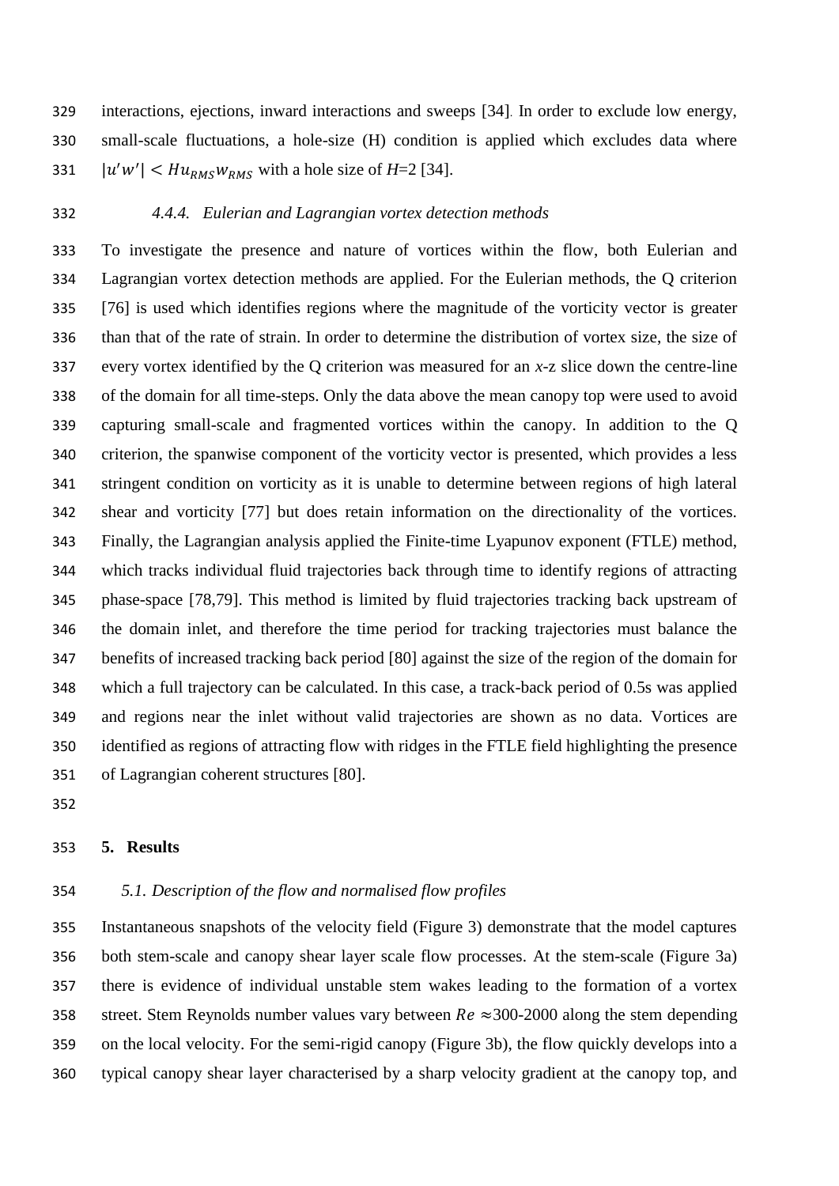interactions, ejections, inward interactions and sweeps [34]. In order to exclude low energy, small-scale fluctuations, a hole-size (H) condition is applied which excludes data where $|u'w'| < Hu_{RMS}w_{RMS}$ with a hole size of $H$=2 [34].

#### 4.4.4. Eulerian and Lagrangian vortex detection methods

To investigate the presence and nature of vortices within the flow, both Eulerian and Lagrangian vortex detection methods are applied. For the Eulerian methods, the Q criterion [76] is used which identifies regions where the magnitude of the vorticity vector is greater than that of the rate of strain. In order to determine the distribution of vortex size, the size of every vortex identified by the Q criterion was measured for an *x*-z slice down the centre-line of the domain for all time-steps. Only the data above the mean canopy top were used to avoid capturing small-scale and fragmented vortices within the canopy. In addition to the Q criterion, the spanwise component of the vorticity vector is presented, which provides a less stringent condition on vorticity as it is unable to determine between regions of high lateral shear and vorticity [77] but does retain information on the directionality of the vortices. Finally, the Lagrangian analysis applied the Finite-time Lyapunov exponent (FTLE) method, which tracks individual fluid trajectories back through time to identify regions of attracting phase-space [78,79]. This method is limited by fluid trajectories tracking back upstream of the domain inlet, and therefore the time period for tracking trajectories must balance the benefits of increased tracking back period [80] against the size of the region of the domain for which a full trajectory can be calculated. In this case, a track-back period of 0.5s was applied and regions near the inlet without valid trajectories are shown as no data. Vortices are identified as regions of attracting flow with ridges in the FTLE field highlighting the presence of Lagrangian coherent structures [80].

## 5. Results

### 5.1. Description of the flow and normalised flow profiles

Instantaneous snapshots of the velocity field (Figure 3) demonstrate that the model captures both stem-scale and canopy shear layer scale flow processes. At the stem-scale (Figure 3a) there is evidence of individual unstable stem wakes leading to the formation of a vortex street. Stem Reynolds number values vary between $Re \approx$300-2000 along the stem depending on the local velocity. For the semi-rigid canopy (Figure 3b), the flow quickly develops into a typical canopy shear layer characterised by a sharp velocity gradient at the canopy top, and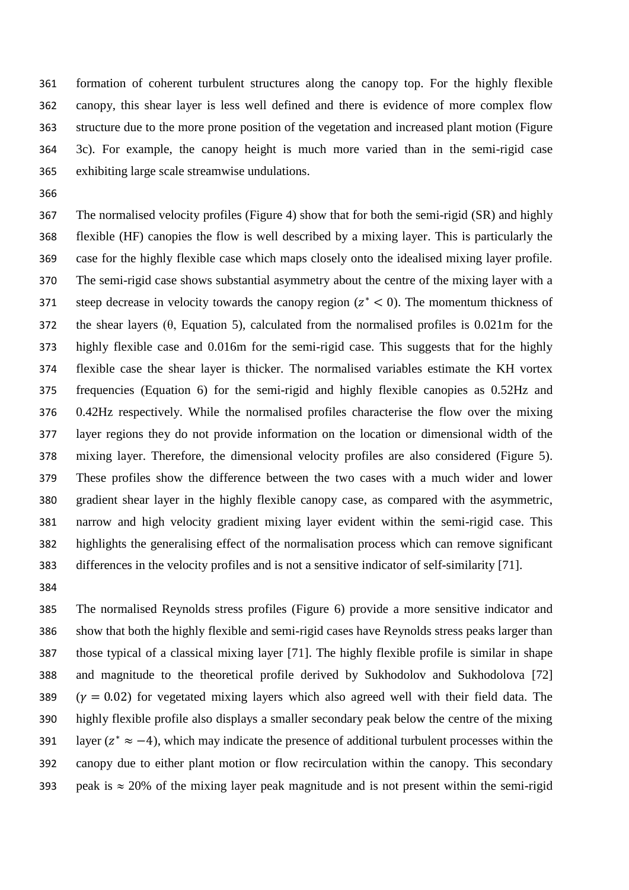formation of coherent turbulent structures along the canopy top. For the highly flexible canopy, this shear layer is less well defined and there is evidence of more complex flow structure due to the more prone position of the vegetation and increased plant motion (Figure 3c). For example, the canopy height is much more varied than in the semi-rigid case exhibiting large scale streamwise undulations.

The normalised velocity profiles (Figure 4) show that for both the semi-rigid (SR) and highly flexible (HF) canopies the flow is well described by a mixing layer. This is particularly the case for the highly flexible case which maps closely onto the idealised mixing layer profile. The semi-rigid case shows substantial asymmetry about the centre of the mixing layer with a steep decrease in velocity towards the canopy region ($z^* < 0$). The momentum thickness of the shear layers (θ, Equation 5), calculated from the normalised profiles is 0.021m for the highly flexible case and 0.016m for the semi-rigid case. This suggests that for the highly flexible case the shear layer is thicker. The normalised variables estimate the KH vortex frequencies (Equation 6) for the semi-rigid and highly flexible canopies as 0.52Hz and 0.42Hz respectively. While the normalised profiles characterise the flow over the mixing layer regions they do not provide information on the location or dimensional width of the mixing layer. Therefore, the dimensional velocity profiles are also considered (Figure 5). These profiles show the difference between the two cases with a much wider and lower gradient shear layer in the highly flexible canopy case, as compared with the asymmetric, narrow and high velocity gradient mixing layer evident within the semi-rigid case. This highlights the generalising effect of the normalisation process which can remove significant differences in the velocity profiles and is not a sensitive indicator of self-similarity [71].

The normalised Reynolds stress profiles (Figure 6) provide a more sensitive indicator and show that both the highly flexible and semi-rigid cases have Reynolds stress peaks larger than those typical of a classical mixing layer [71]. The highly flexible profile is similar in shape and magnitude to the theoretical profile derived by Sukhodolov and Sukhodolova [72] ($\gamma = 0.02$) for vegetated mixing layers which also agreed well with their field data. The highly flexible profile also displays a smaller secondary peak below the centre of the mixing layer ($z^* \approx -4$), which may indicate the presence of additional turbulent processes within the canopy due to either plant motion or flow recirculation within the canopy. This secondary peak is ≈ 20% of the mixing layer peak magnitude and is not present within the semi-rigid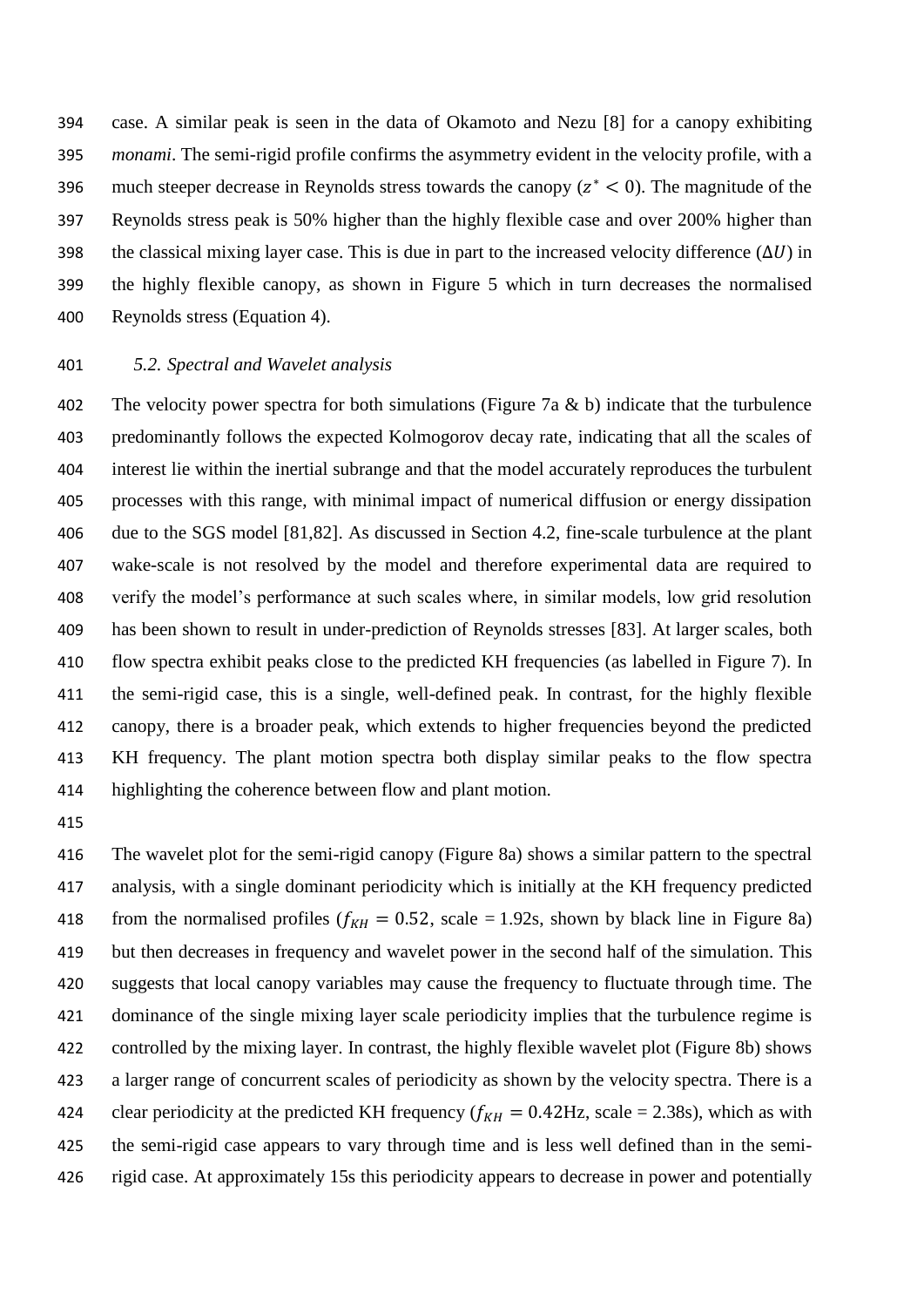case. A similar peak is seen in the data of Okamoto and Nezu [8] for a canopy exhibiting *monami*. The semi-rigid profile confirms the asymmetry evident in the velocity profile, with a much steeper decrease in Reynolds stress towards the canopy ($z^* < 0$). The magnitude of the Reynolds stress peak is 50% higher than the highly flexible case and over 200% higher than the classical mixing layer case. This is due in part to the increased velocity difference ($\Delta U$) in the highly flexible canopy, as shown in Figure 5 which in turn decreases the normalised Reynolds stress (Equation 4).

### *5.2. Spectral and Wavelet analysis*

The velocity power spectra for both simulations (Figure 7a & b) indicate that the turbulence predominantly follows the expected Kolmogorov decay rate, indicating that all the scales of interest lie within the inertial subrange and that the model accurately reproduces the turbulent processes with this range, with minimal impact of numerical diffusion or energy dissipation due to the SGS model [81,82]. As discussed in Section 4.2, fine-scale turbulence at the plant wake-scale is not resolved by the model and therefore experimental data are required to verify the model's performance at such scales where, in similar models, low grid resolution has been shown to result in under-prediction of Reynolds stresses [83]. At larger scales, both flow spectra exhibit peaks close to the predicted KH frequencies (as labelled in Figure 7). In the semi-rigid case, this is a single, well-defined peak. In contrast, for the highly flexible canopy, there is a broader peak, which extends to higher frequencies beyond the predicted KH frequency. The plant motion spectra both display similar peaks to the flow spectra highlighting the coherence between flow and plant motion.

The wavelet plot for the semi-rigid canopy (Figure 8a) shows a similar pattern to the spectral analysis, with a single dominant periodicity which is initially at the KH frequency predicted from the normalised profiles ($f_{KH} = 0.52$, scale = 1.92s, shown by black line in Figure 8a) but then decreases in frequency and wavelet power in the second half of the simulation. This suggests that local canopy variables may cause the frequency to fluctuate through time. The dominance of the single mixing layer scale periodicity implies that the turbulence regime is controlled by the mixing layer. In contrast, the highly flexible wavelet plot (Figure 8b) shows a larger range of concurrent scales of periodicity as shown by the velocity spectra. There is a clear periodicity at the predicted KH frequency ($f_{KH} = 0.42$Hz, scale = 2.38s), which as with the semi-rigid case appears to vary through time and is less well defined than in the semi-rigid case. At approximately 15s this periodicity appears to decrease in power and potentially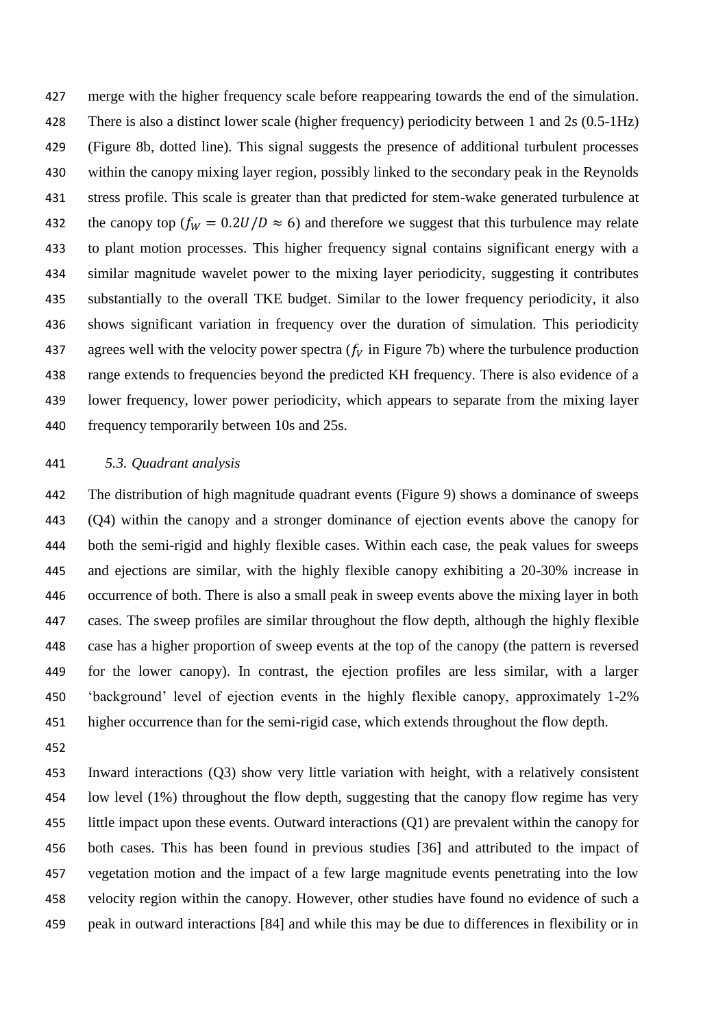merge with the higher frequency scale before reappearing towards the end of the simulation. There is also a distinct lower scale (higher frequency) periodicity between 1 and 2s (0.5-1Hz) (Figure 8b, dotted line). This signal suggests the presence of additional turbulent processes within the canopy mixing layer region, possibly linked to the secondary peak in the Reynolds stress profile. This scale is greater than that predicted for stem-wake generated turbulence at the canopy top ($f_W = 0.2U/D \approx 6$) and therefore we suggest that this turbulence may relate to plant motion processes. This higher frequency signal contains significant energy with a similar magnitude wavelet power to the mixing layer periodicity, suggesting it contributes substantially to the overall TKE budget. Similar to the lower frequency periodicity, it also shows significant variation in frequency over the duration of simulation. This periodicity agrees well with the velocity power spectra ($f_V$ in Figure 7b) where the turbulence production range extends to frequencies beyond the predicted KH frequency. There is also evidence of a lower frequency, lower power periodicity, which appears to separate from the mixing layer frequency temporarily between 10s and 25s.

### *5.3. Quadrant analysis*

The distribution of high magnitude quadrant events (Figure 9) shows a dominance of sweeps (Q4) within the canopy and a stronger dominance of ejection events above the canopy for both the semi-rigid and highly flexible cases. Within each case, the peak values for sweeps and ejections are similar, with the highly flexible canopy exhibiting a 20-30% increase in occurrence of both. There is also a small peak in sweep events above the mixing layer in both cases. The sweep profiles are similar throughout the flow depth, although the highly flexible case has a higher proportion of sweep events at the top of the canopy (the pattern is reversed for the lower canopy). In contrast, the ejection profiles are less similar, with a larger 'background' level of ejection events in the highly flexible canopy, approximately 1-2% higher occurrence than for the semi-rigid case, which extends throughout the flow depth.

Inward interactions (Q3) show very little variation with height, with a relatively consistent low level (1%) throughout the flow depth, suggesting that the canopy flow regime has very little impact upon these events. Outward interactions (Q1) are prevalent within the canopy for both cases. This has been found in previous studies [36] and attributed to the impact of vegetation motion and the impact of a few large magnitude events penetrating into the low velocity region within the canopy. However, other studies have found no evidence of such a peak in outward interactions [84] and while this may be due to differences in flexibility or in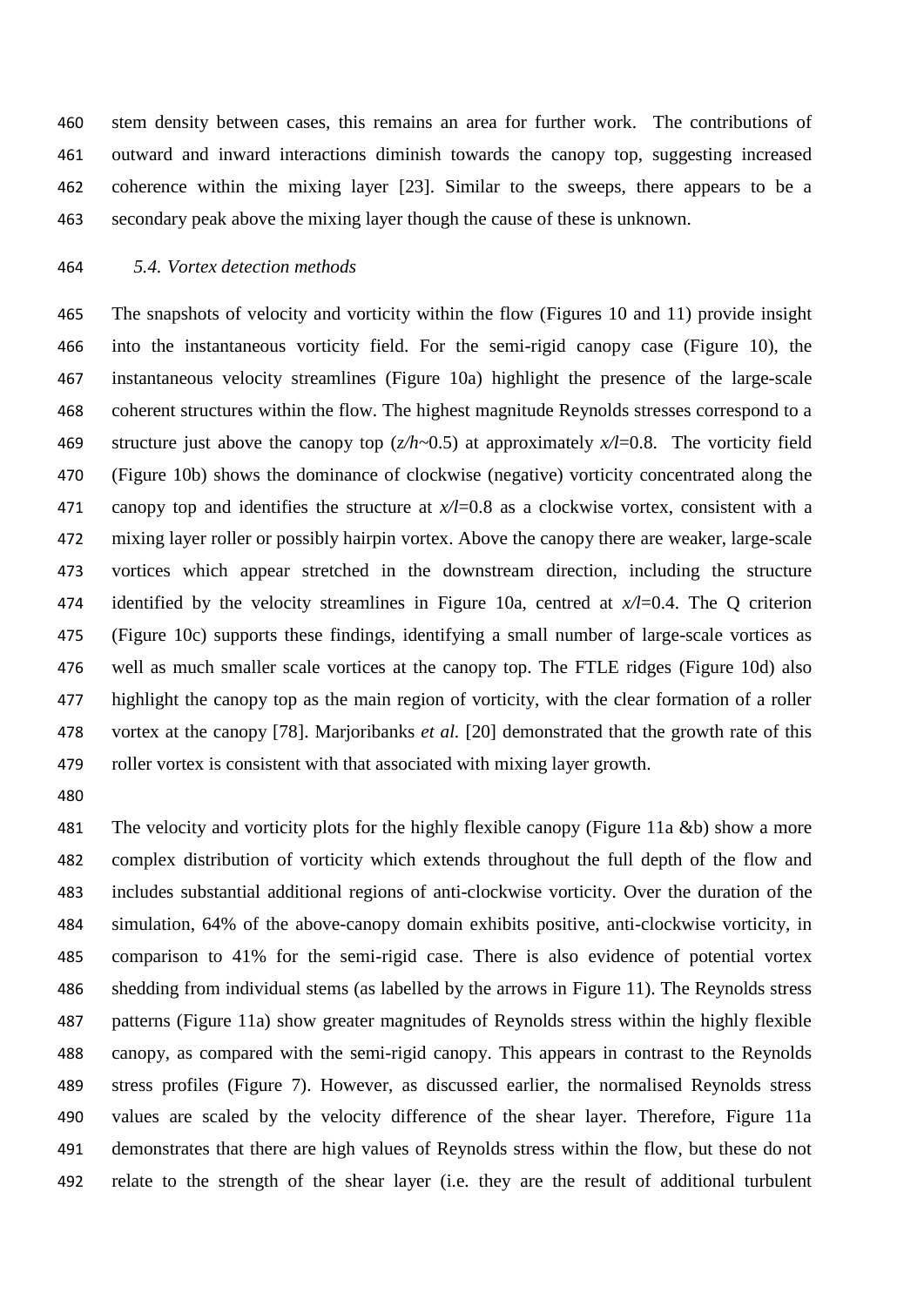stem density between cases, this remains an area for further work. The contributions of outward and inward interactions diminish towards the canopy top, suggesting increased coherence within the mixing layer [23]. Similar to the sweeps, there appears to be a secondary peak above the mixing layer though the cause of these is unknown.

### *5.4. Vortex detection methods*

The snapshots of velocity and vorticity within the flow (Figures 10 and 11) provide insight into the instantaneous vorticity field. For the semi-rigid canopy case (Figure 10), the instantaneous velocity streamlines (Figure 10a) highlight the presence of the large-scale coherent structures within the flow. The highest magnitude Reynolds stresses correspond to a structure just above the canopy top ($z/h$~0.5) at approximately $x/l$=0.8. The vorticity field (Figure 10b) shows the dominance of clockwise (negative) vorticity concentrated along the canopy top and identifies the structure at $x/l$=0.8 as a clockwise vortex, consistent with a mixing layer roller or possibly hairpin vortex. Above the canopy there are weaker, large-scale vortices which appear stretched in the downstream direction, including the structure identified by the velocity streamlines in Figure 10a, centred at $x/l$=0.4. The Q criterion (Figure 10c) supports these findings, identifying a small number of large-scale vortices as well as much smaller scale vortices at the canopy top. The FTLE ridges (Figure 10d) also highlight the canopy top as the main region of vorticity, with the clear formation of a roller vortex at the canopy [78]. Marjoribanks *et al.* [20] demonstrated that the growth rate of this roller vortex is consistent with that associated with mixing layer growth.

The velocity and vorticity plots for the highly flexible canopy (Figure 11a &b) show a more complex distribution of vorticity which extends throughout the full depth of the flow and includes substantial additional regions of anti-clockwise vorticity. Over the duration of the simulation, 64% of the above-canopy domain exhibits positive, anti-clockwise vorticity, in comparison to 41% for the semi-rigid case. There is also evidence of potential vortex shedding from individual stems (as labelled by the arrows in Figure 11). The Reynolds stress patterns (Figure 11a) show greater magnitudes of Reynolds stress within the highly flexible canopy, as compared with the semi-rigid canopy. This appears in contrast to the Reynolds stress profiles (Figure 7). However, as discussed earlier, the normalised Reynolds stress values are scaled by the velocity difference of the shear layer. Therefore, Figure 11a demonstrates that there are high values of Reynolds stress within the flow, but these do not relate to the strength of the shear layer (i.e. they are the result of additional turbulent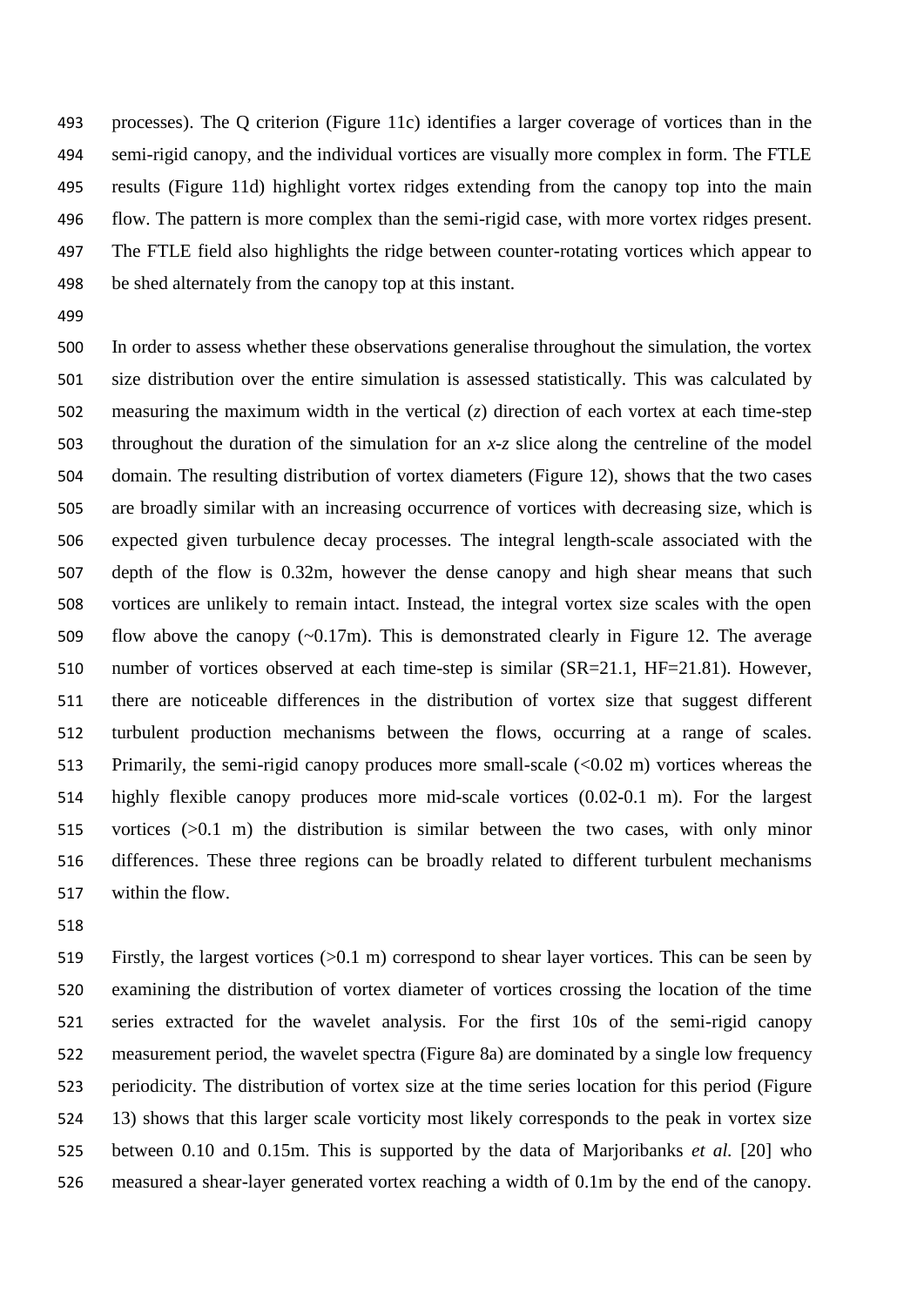processes). The Q criterion (Figure 11c) identifies a larger coverage of vortices than in the semi-rigid canopy, and the individual vortices are visually more complex in form. The FTLE results (Figure 11d) highlight vortex ridges extending from the canopy top into the main flow. The pattern is more complex than the semi-rigid case, with more vortex ridges present. The FTLE field also highlights the ridge between counter-rotating vortices which appear to be shed alternately from the canopy top at this instant.

In order to assess whether these observations generalise throughout the simulation, the vortex size distribution over the entire simulation is assessed statistically. This was calculated by measuring the maximum width in the vertical ($z$) direction of each vortex at each time-step throughout the duration of the simulation for an $x$-$z$ slice along the centreline of the model domain. The resulting distribution of vortex diameters (Figure 12), shows that the two cases are broadly similar with an increasing occurrence of vortices with decreasing size, which is expected given turbulence decay processes. The integral length-scale associated with the depth of the flow is 0.32m, however the dense canopy and high shear means that such vortices are unlikely to remain intact. Instead, the integral vortex size scales with the open flow above the canopy (~0.17m). This is demonstrated clearly in Figure 12. The average number of vortices observed at each time-step is similar (SR=21.1, HF=21.81). However, there are noticeable differences in the distribution of vortex size that suggest different turbulent production mechanisms between the flows, occurring at a range of scales. Primarily, the semi-rigid canopy produces more small-scale (<0.02 m) vortices whereas the highly flexible canopy produces more mid-scale vortices (0.02-0.1 m). For the largest vortices (>0.1 m) the distribution is similar between the two cases, with only minor differences. These three regions can be broadly related to different turbulent mechanisms within the flow.

Firstly, the largest vortices (>0.1 m) correspond to shear layer vortices. This can be seen by examining the distribution of vortex diameter of vortices crossing the location of the time series extracted for the wavelet analysis. For the first 10s of the semi-rigid canopy measurement period, the wavelet spectra (Figure 8a) are dominated by a single low frequency periodicity. The distribution of vortex size at the time series location for this period (Figure 13) shows that this larger scale vorticity most likely corresponds to the peak in vortex size between 0.10 and 0.15m. This is supported by the data of Marjoribanks *et al.* [20] who measured a shear-layer generated vortex reaching a width of 0.1m by the end of the canopy.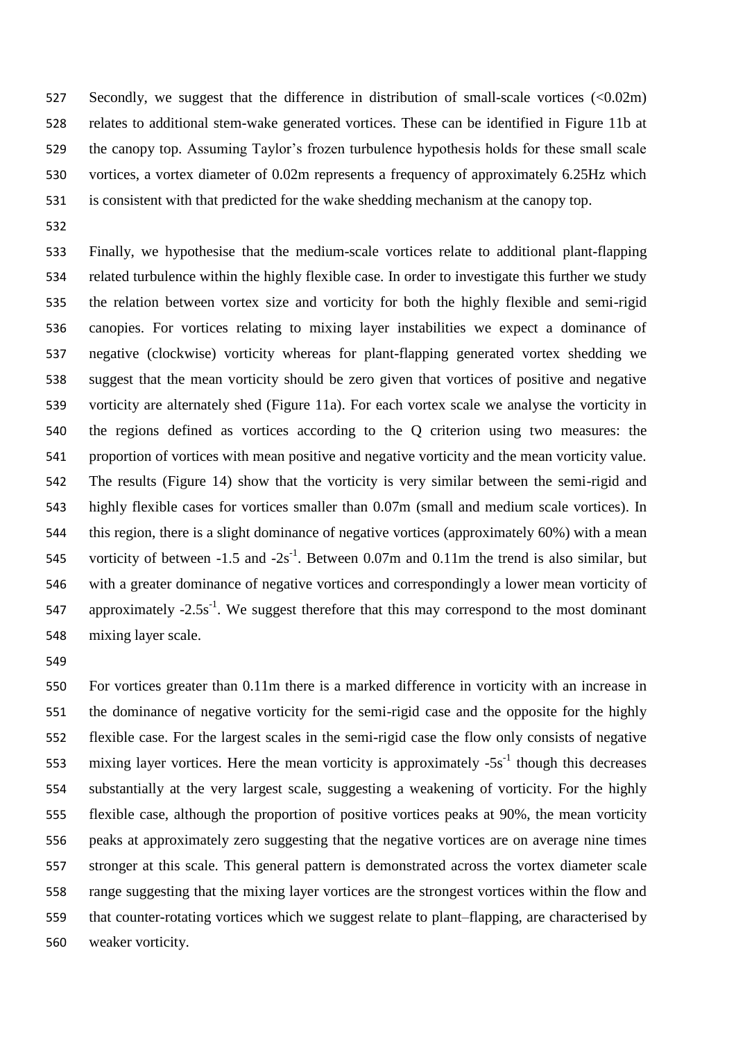Secondly, we suggest that the difference in distribution of small-scale vortices (<0.02m) relates to additional stem-wake generated vortices. These can be identified in Figure 11b at the canopy top. Assuming Taylor's frozen turbulence hypothesis holds for these small scale vortices, a vortex diameter of 0.02m represents a frequency of approximately 6.25Hz which is consistent with that predicted for the wake shedding mechanism at the canopy top.

Finally, we hypothesise that the medium-scale vortices relate to additional plant-flapping related turbulence within the highly flexible case. In order to investigate this further we study the relation between vortex size and vorticity for both the highly flexible and semi-rigid canopies. For vortices relating to mixing layer instabilities we expect a dominance of negative (clockwise) vorticity whereas for plant-flapping generated vortex shedding we suggest that the mean vorticity should be zero given that vortices of positive and negative vorticity are alternately shed (Figure 11a). For each vortex scale we analyse the vorticity in the regions defined as vortices according to the Q criterion using two measures: the proportion of vortices with mean positive and negative vorticity and the mean vorticity value. The results (Figure 14) show that the vorticity is very similar between the semi-rigid and highly flexible cases for vortices smaller than 0.07m (small and medium scale vortices). In this region, there is a slight dominance of negative vortices (approximately 60%) with a mean vorticity of between -1.5 and $-2s^{-1}$. Between 0.07m and 0.11m the trend is also similar, but with a greater dominance of negative vortices and correspondingly a lower mean vorticity of approximately $-2.5s^{-1}$. We suggest therefore that this may correspond to the most dominant mixing layer scale.

For vortices greater than 0.11m there is a marked difference in vorticity with an increase in the dominance of negative vorticity for the semi-rigid case and the opposite for the highly flexible case. For the largest scales in the semi-rigid case the flow only consists of negative mixing layer vortices. Here the mean vorticity is approximately $-5s^{-1}$ though this decreases substantially at the very largest scale, suggesting a weakening of vorticity. For the highly flexible case, although the proportion of positive vortices peaks at 90%, the mean vorticity peaks at approximately zero suggesting that the negative vortices are on average nine times stronger at this scale. This general pattern is demonstrated across the vortex diameter scale range suggesting that the mixing layer vortices are the strongest vortices within the flow and that counter-rotating vortices which we suggest relate to plant–flapping, are characterised by weaker vorticity.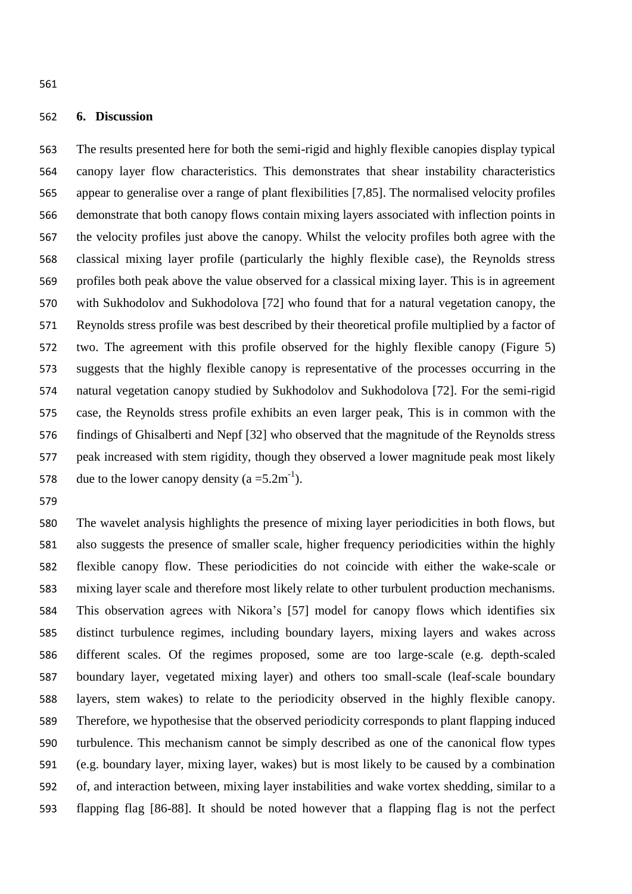## 6. Discussion

The results presented here for both the semi-rigid and highly flexible canopies display typical canopy layer flow characteristics. This demonstrates that shear instability characteristics appear to generalise over a range of plant flexibilities [7,85]. The normalised velocity profiles demonstrate that both canopy flows contain mixing layers associated with inflection points in the velocity profiles just above the canopy. Whilst the velocity profiles both agree with the classical mixing layer profile (particularly the highly flexible case), the Reynolds stress profiles both peak above the value observed for a classical mixing layer. This is in agreement with Sukhodolov and Sukhodolova [72] who found that for a natural vegetation canopy, the Reynolds stress profile was best described by their theoretical profile multiplied by a factor of two. The agreement with this profile observed for the highly flexible canopy (Figure 5) suggests that the highly flexible canopy is representative of the processes occurring in the natural vegetation canopy studied by Sukhodolov and Sukhodolova [72]. For the semi-rigid case, the Reynolds stress profile exhibits an even larger peak, This is in common with the findings of Ghisalberti and Nepf [32] who observed that the magnitude of the Reynolds stress peak increased with stem rigidity, though they observed a lower magnitude peak most likely due to the lower canopy density ($a = 5.2\text{m}^{-1}$).

The wavelet analysis highlights the presence of mixing layer periodicities in both flows, but also suggests the presence of smaller scale, higher frequency periodicities within the highly flexible canopy flow. These periodicities do not coincide with either the wake-scale or mixing layer scale and therefore most likely relate to other turbulent production mechanisms. This observation agrees with Nikora's [57] model for canopy flows which identifies six distinct turbulence regimes, including boundary layers, mixing layers and wakes across different scales. Of the regimes proposed, some are too large-scale (e.g. depth-scaled boundary layer, vegetated mixing layer) and others too small-scale (leaf-scale boundary layers, stem wakes) to relate to the periodicity observed in the highly flexible canopy. Therefore, we hypothesise that the observed periodicity corresponds to plant flapping induced turbulence. This mechanism cannot be simply described as one of the canonical flow types (e.g. boundary layer, mixing layer, wakes) but is most likely to be caused by a combination of, and interaction between, mixing layer instabilities and wake vortex shedding, similar to a flapping flag [86-88]. It should be noted however that a flapping flag is not the perfect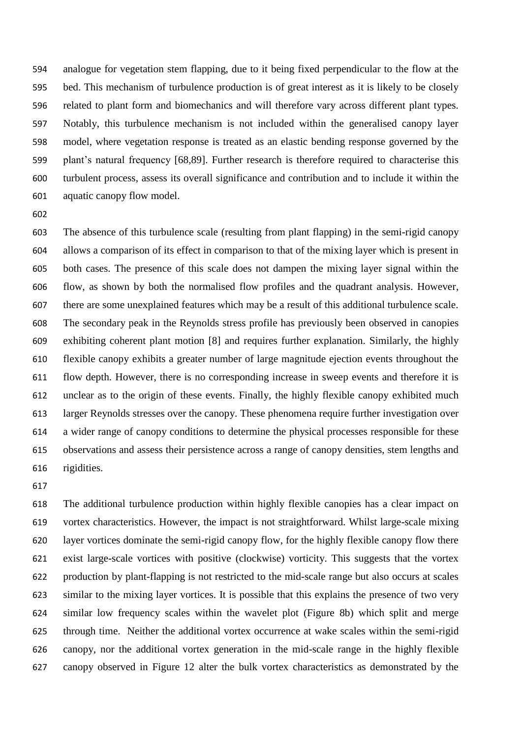analogue for vegetation stem flapping, due to it being fixed perpendicular to the flow at the bed. This mechanism of turbulence production is of great interest as it is likely to be closely related to plant form and biomechanics and will therefore vary across different plant types. Notably, this turbulence mechanism is not included within the generalised canopy layer model, where vegetation response is treated as an elastic bending response governed by the plant's natural frequency [68,89]. Further research is therefore required to characterise this turbulent process, assess its overall significance and contribution and to include it within the aquatic canopy flow model.

The absence of this turbulence scale (resulting from plant flapping) in the semi-rigid canopy allows a comparison of its effect in comparison to that of the mixing layer which is present in both cases. The presence of this scale does not dampen the mixing layer signal within the flow, as shown by both the normalised flow profiles and the quadrant analysis. However, there are some unexplained features which may be a result of this additional turbulence scale. The secondary peak in the Reynolds stress profile has previously been observed in canopies exhibiting coherent plant motion [8] and requires further explanation. Similarly, the highly flexible canopy exhibits a greater number of large magnitude ejection events throughout the flow depth. However, there is no corresponding increase in sweep events and therefore it is unclear as to the origin of these events. Finally, the highly flexible canopy exhibited much larger Reynolds stresses over the canopy. These phenomena require further investigation over a wider range of canopy conditions to determine the physical processes responsible for these observations and assess their persistence across a range of canopy densities, stem lengths and rigidities.

The additional turbulence production within highly flexible canopies has a clear impact on vortex characteristics. However, the impact is not straightforward. Whilst large-scale mixing layer vortices dominate the semi-rigid canopy flow, for the highly flexible canopy flow there exist large-scale vortices with positive (clockwise) vorticity. This suggests that the vortex production by plant-flapping is not restricted to the mid-scale range but also occurs at scales similar to the mixing layer vortices. It is possible that this explains the presence of two very similar low frequency scales within the wavelet plot (Figure 8b) which split and merge through time. Neither the additional vortex occurrence at wake scales within the semi-rigid canopy, nor the additional vortex generation in the mid-scale range in the highly flexible canopy observed in Figure 12 alter the bulk vortex characteristics as demonstrated by the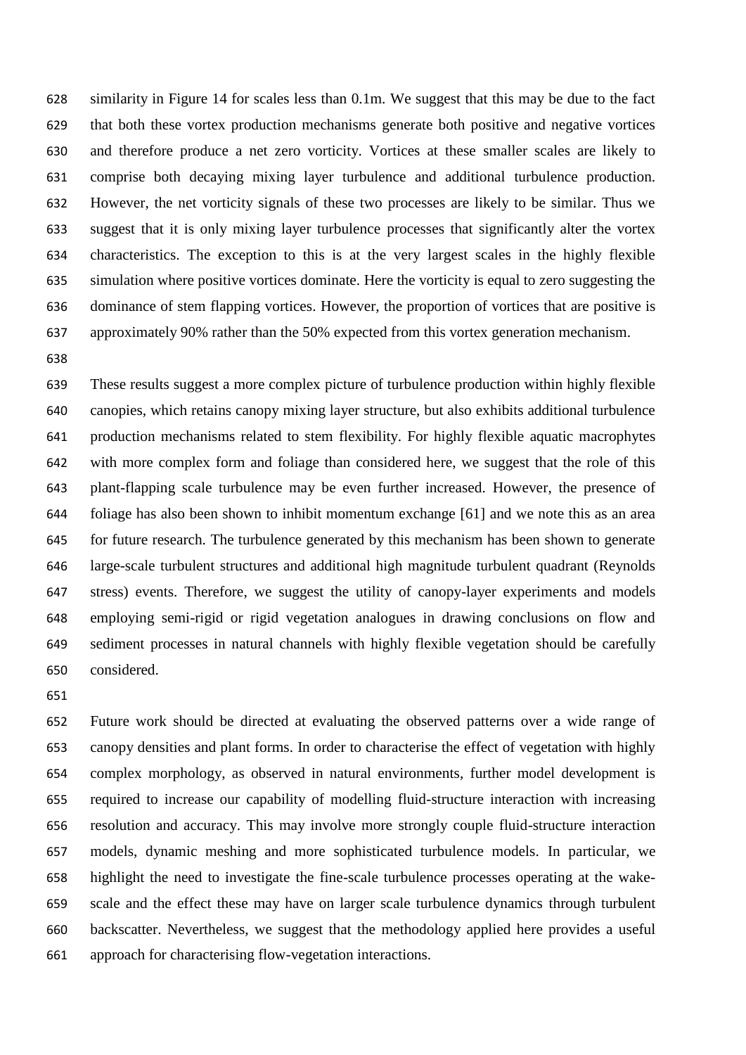similarity in Figure 14 for scales less than 0.1m. We suggest that this may be due to the fact that both these vortex production mechanisms generate both positive and negative vortices and therefore produce a net zero vorticity. Vortices at these smaller scales are likely to comprise both decaying mixing layer turbulence and additional turbulence production. However, the net vorticity signals of these two processes are likely to be similar. Thus we suggest that it is only mixing layer turbulence processes that significantly alter the vortex characteristics. The exception to this is at the very largest scales in the highly flexible simulation where positive vortices dominate. Here the vorticity is equal to zero suggesting the dominance of stem flapping vortices. However, the proportion of vortices that are positive is approximately 90% rather than the 50% expected from this vortex generation mechanism.

These results suggest a more complex picture of turbulence production within highly flexible canopies, which retains canopy mixing layer structure, but also exhibits additional turbulence production mechanisms related to stem flexibility. For highly flexible aquatic macrophytes with more complex form and foliage than considered here, we suggest that the role of this plant-flapping scale turbulence may be even further increased. However, the presence of foliage has also been shown to inhibit momentum exchange [61] and we note this as an area for future research. The turbulence generated by this mechanism has been shown to generate large-scale turbulent structures and additional high magnitude turbulent quadrant (Reynolds stress) events. Therefore, we suggest the utility of canopy-layer experiments and models employing semi-rigid or rigid vegetation analogues in drawing conclusions on flow and sediment processes in natural channels with highly flexible vegetation should be carefully considered.

Future work should be directed at evaluating the observed patterns over a wide range of canopy densities and plant forms. In order to characterise the effect of vegetation with highly complex morphology, as observed in natural environments, further model development is required to increase our capability of modelling fluid-structure interaction with increasing resolution and accuracy. This may involve more strongly couple fluid-structure interaction models, dynamic meshing and more sophisticated turbulence models. In particular, we highlight the need to investigate the fine-scale turbulence processes operating at the wake-scale and the effect these may have on larger scale turbulence dynamics through turbulent backscatter. Nevertheless, we suggest that the methodology applied here provides a useful approach for characterising flow-vegetation interactions.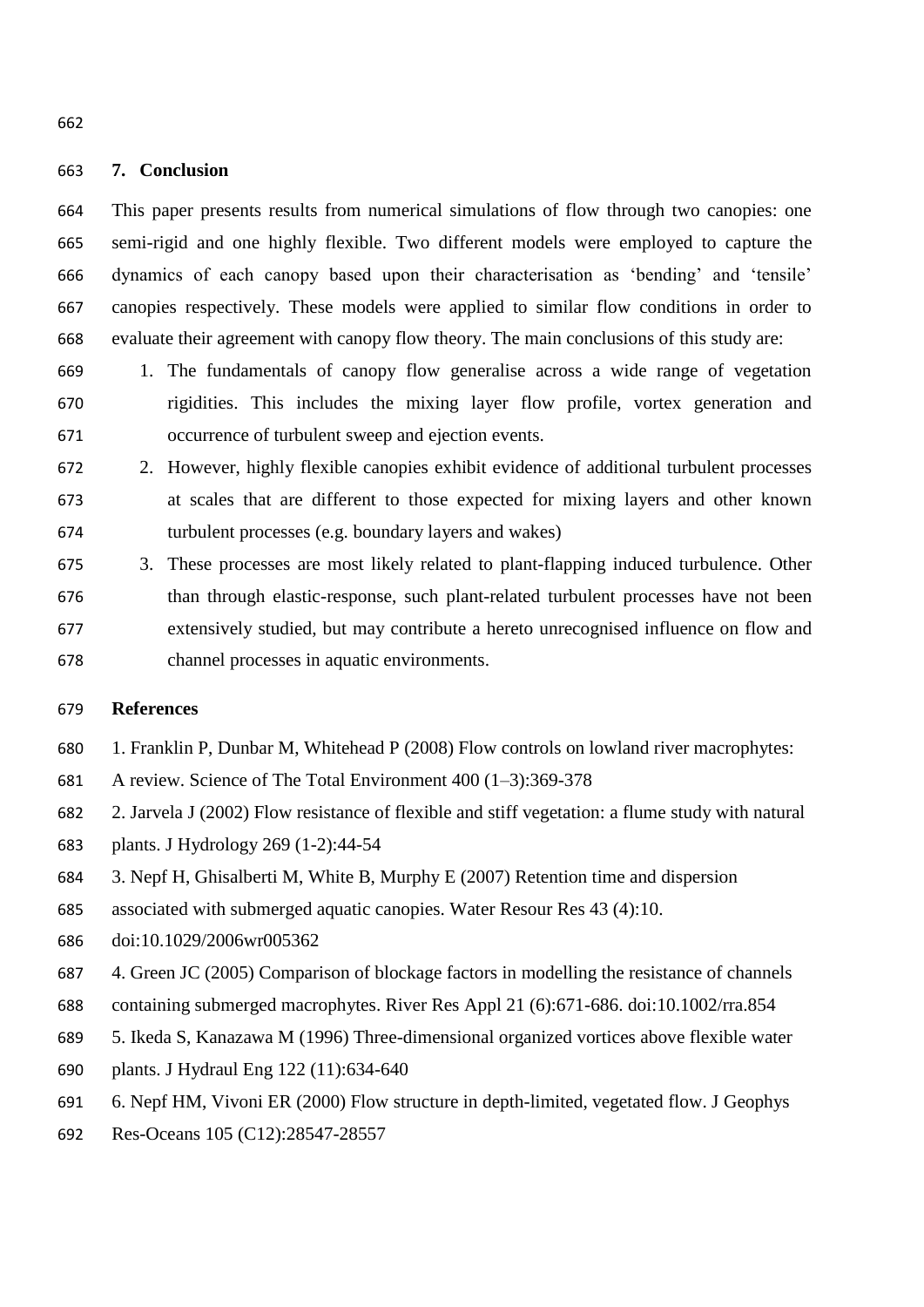## 7. Conclusion

This paper presents results from numerical simulations of flow through two canopies: one semi-rigid and one highly flexible. Two different models were employed to capture the dynamics of each canopy based upon their characterisation as 'bending' and 'tensile' canopies respectively. These models were applied to similar flow conditions in order to evaluate their agreement with canopy flow theory. The main conclusions of this study are:

1. The fundamentals of canopy flow generalise across a wide range of vegetation rigidities. This includes the mixing layer flow profile, vortex generation and occurrence of turbulent sweep and ejection events.
2. However, highly flexible canopies exhibit evidence of additional turbulent processes at scales that are different to those expected for mixing layers and other known turbulent processes (e.g. boundary layers and wakes)
3. These processes are most likely related to plant-flapping induced turbulence. Other than through elastic-response, such plant-related turbulent processes have not been extensively studied, but may contribute a hereto unrecognised influence on flow and channel processes in aquatic environments.

## References

1. Franklin P, Dunbar M, Whitehead P (2008) Flow controls on lowland river macrophytes: A review. Science of The Total Environment 400 (1–3):369-378

2. Jarvela J (2002) Flow resistance of flexible and stiff vegetation: a flume study with natural plants. J Hydrology 269 (1-2):44-54

3. Nepf H, Ghisalberti M, White B, Murphy E (2007) Retention time and dispersion associated with submerged aquatic canopies. Water Resour Res 43 (4):10. doi:10.1029/2006wr005362

4. Green JC (2005) Comparison of blockage factors in modelling the resistance of channels containing submerged macrophytes. River Res Appl 21 (6):671-686. doi:10.1002/rra.854

5. Ikeda S, Kanazawa M (1996) Three-dimensional organized vortices above flexible water plants. J Hydraul Eng 122 (11):634-640

6. Nepf HM, Vivoni ER (2000) Flow structure in depth-limited, vegetated flow. J Geophys Res-Oceans 105 (C12):28547-28557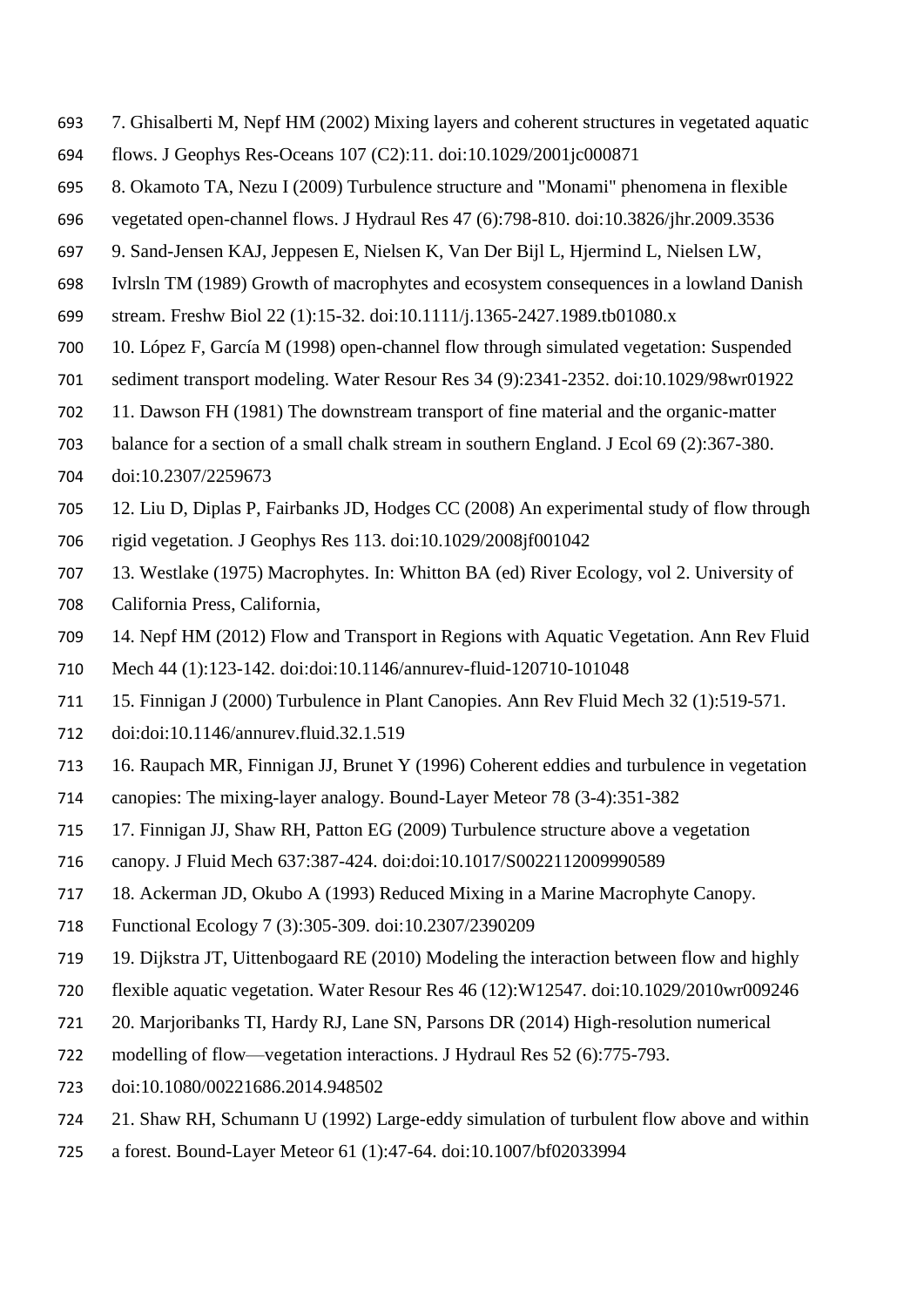7. Ghisalberti M, Nepf HM (2002) Mixing layers and coherent structures in vegetated aquatic flows. J Geophys Res-Oceans 107 (C2):11. doi:10.1029/2001jc000871

8. Okamoto TA, Nezu I (2009) Turbulence structure and "Monami" phenomena in flexible vegetated open-channel flows. J Hydraul Res 47 (6):798-810. doi:10.3826/jhr.2009.3536

9. Sand-Jensen KAJ, Jeppesen E, Nielsen K, Van Der Bijl L, Hjermind L, Nielsen LW, Ivlrsln TM (1989) Growth of macrophytes and ecosystem consequences in a lowland Danish stream. Freshw Biol 22 (1):15-32. doi:10.1111/j.1365-2427.1989.tb01080.x

10. López F, García M (1998) open-channel flow through simulated vegetation: Suspended sediment transport modeling. Water Resour Res 34 (9):2341-2352. doi:10.1029/98wr01922

11. Dawson FH (1981) The downstream transport of fine material and the organic-matter balance for a section of a small chalk stream in southern England. J Ecol 69 (2):367-380. doi:10.2307/2259673

12. Liu D, Diplas P, Fairbanks JD, Hodges CC (2008) An experimental study of flow through rigid vegetation. J Geophys Res 113. doi:10.1029/2008jf001042

13. Westlake (1975) Macrophytes. In: Whitton BA (ed) River Ecology, vol 2. University of California Press, California,

14. Nepf HM (2012) Flow and Transport in Regions with Aquatic Vegetation. Ann Rev Fluid Mech 44 (1):123-142. doi:doi:10.1146/annurev-fluid-120710-101048

15. Finnigan J (2000) Turbulence in Plant Canopies. Ann Rev Fluid Mech 32 (1):519-571. doi:doi:10.1146/annurev.fluid.32.1.519

16. Raupach MR, Finnigan JJ, Brunet Y (1996) Coherent eddies and turbulence in vegetation canopies: The mixing-layer analogy. Bound-Layer Meteor 78 (3-4):351-382

17. Finnigan JJ, Shaw RH, Patton EG (2009) Turbulence structure above a vegetation canopy. J Fluid Mech 637:387-424. doi:doi:10.1017/S0022112009990589

18. Ackerman JD, Okubo A (1993) Reduced Mixing in a Marine Macrophyte Canopy. Functional Ecology 7 (3):305-309. doi:10.2307/2390209

19. Dijkstra JT, Uittenbogaard RE (2010) Modeling the interaction between flow and highly flexible aquatic vegetation. Water Resour Res 46 (12):W12547. doi:10.1029/2010wr009246

20. Marjoribanks TI, Hardy RJ, Lane SN, Parsons DR (2014) High-resolution numerical modelling of flow—vegetation interactions. J Hydraul Res 52 (6):775-793. doi:10.1080/00221686.2014.948502

21. Shaw RH, Schumann U (1992) Large-eddy simulation of turbulent flow above and within a forest. Bound-Layer Meteor 61 (1):47-64. doi:10.1007/bf02033994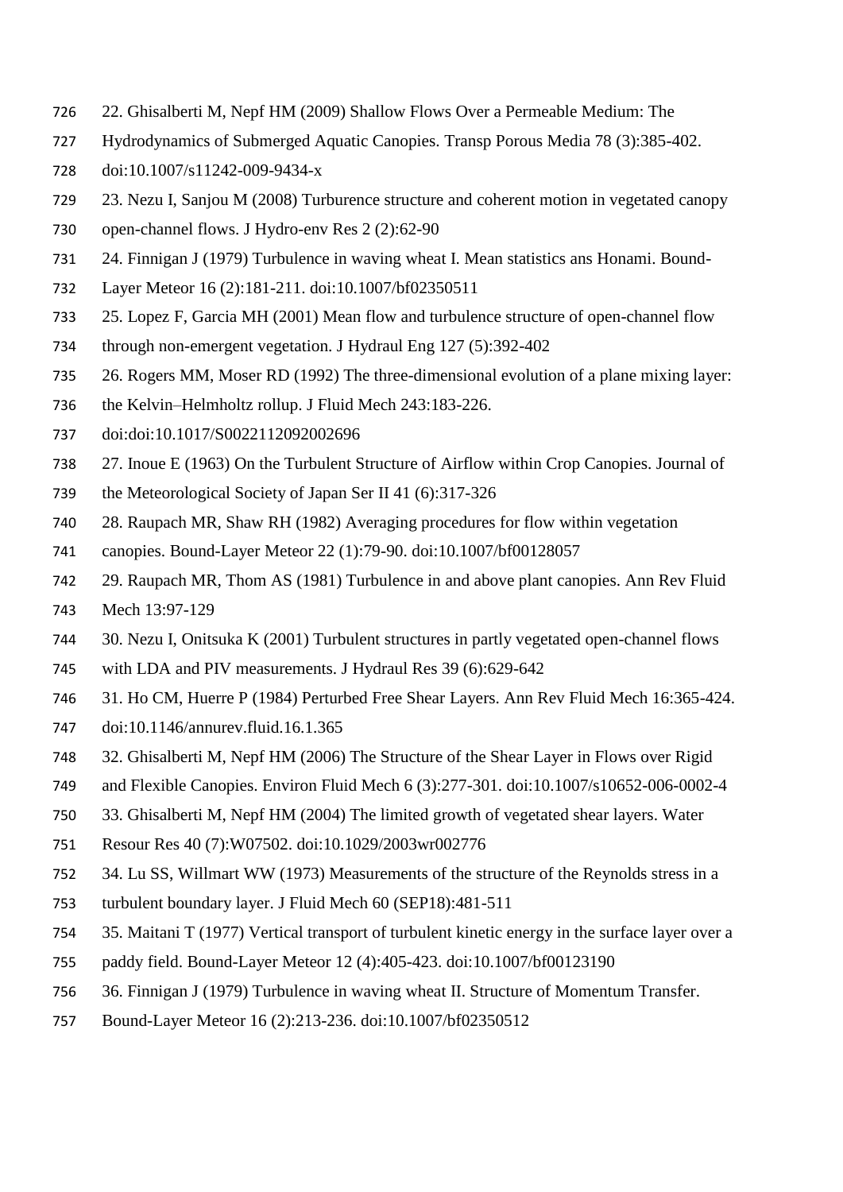22. Ghisalberti M, Nepf HM (2009) Shallow Flows Over a Permeable Medium: The Hydrodynamics of Submerged Aquatic Canopies. Transp Porous Media 78 (3):385-402. doi:10.1007/s11242-009-9434-x

23. Nezu I, Sanjou M (2008) Turburence structure and coherent motion in vegetated canopy open-channel flows. J Hydro-env Res 2 (2):62-90

24. Finnigan J (1979) Turbulence in waving wheat I. Mean statistics ans Honami. Bound-Layer Meteor 16 (2):181-211. doi:10.1007/bf02350511

25. Lopez F, Garcia MH (2001) Mean flow and turbulence structure of open-channel flow through non-emergent vegetation. J Hydraul Eng 127 (5):392-402

26. Rogers MM, Moser RD (1992) The three-dimensional evolution of a plane mixing layer: the Kelvin–Helmholtz rollup. J Fluid Mech 243:183-226. doi:doi:10.1017/S0022112092002696

27. Inoue E (1963) On the Turbulent Structure of Airflow within Crop Canopies. Journal of the Meteorological Society of Japan Ser II 41 (6):317-326

28. Raupach MR, Shaw RH (1982) Averaging procedures for flow within vegetation canopies. Bound-Layer Meteor 22 (1):79-90. doi:10.1007/bf00128057

29. Raupach MR, Thom AS (1981) Turbulence in and above plant canopies. Ann Rev Fluid Mech 13:97-129

30. Nezu I, Onitsuka K (2001) Turbulent structures in partly vegetated open-channel flows with LDA and PIV measurements. J Hydraul Res 39 (6):629-642

31. Ho CM, Huerre P (1984) Perturbed Free Shear Layers. Ann Rev Fluid Mech 16:365-424. doi:10.1146/annurev.fluid.16.1.365

32. Ghisalberti M, Nepf HM (2006) The Structure of the Shear Layer in Flows over Rigid and Flexible Canopies. Environ Fluid Mech 6 (3):277-301. doi:10.1007/s10652-006-0002-4

33. Ghisalberti M, Nepf HM (2004) The limited growth of vegetated shear layers. Water Resour Res 40 (7):W07502. doi:10.1029/2003wr002776

34. Lu SS, Willmart WW (1973) Measurements of the structure of the Reynolds stress in a turbulent boundary layer. J Fluid Mech 60 (SEP18):481-511

35. Maitani T (1977) Vertical transport of turbulent kinetic energy in the surface layer over a paddy field. Bound-Layer Meteor 12 (4):405-423. doi:10.1007/bf00123190

36. Finnigan J (1979) Turbulence in waving wheat II. Structure of Momentum Transfer. Bound-Layer Meteor 16 (2):213-236. doi:10.1007/bf02350512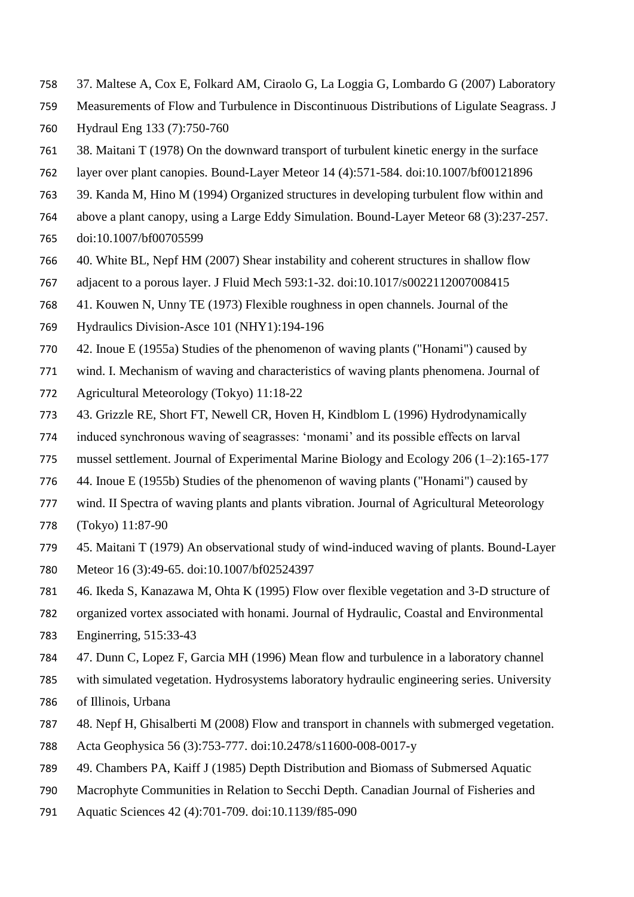37. Maltese A, Cox E, Folkard AM, Ciraolo G, La Loggia G, Lombardo G (2007) Laboratory Measurements of Flow and Turbulence in Discontinuous Distributions of Ligulate Seagrass. J Hydraul Eng 133 (7):750-760

38. Maitani T (1978) On the downward transport of turbulent kinetic energy in the surface layer over plant canopies. Bound-Layer Meteor 14 (4):571-584. doi:10.1007/bf00121896

39. Kanda M, Hino M (1994) Organized structures in developing turbulent flow within and above a plant canopy, using a Large Eddy Simulation. Bound-Layer Meteor 68 (3):237-257. doi:10.1007/bf00705599

40. White BL, Nepf HM (2007) Shear instability and coherent structures in shallow flow adjacent to a porous layer. J Fluid Mech 593:1-32. doi:10.1017/s0022112007008415

41. Kouwen N, Unny TE (1973) Flexible roughness in open channels. Journal of the Hydraulics Division-Asce 101 (NHY1):194-196

42. Inoue E (1955a) Studies of the phenomenon of waving plants ("Honami") caused by wind. I. Mechanism of waving and characteristics of waving plants phenomena. Journal of Agricultural Meteorology (Tokyo) 11:18-22

43. Grizzle RE, Short FT, Newell CR, Hoven H, Kindblom L (1996) Hydrodynamically induced synchronous waving of seagrasses: 'monami' and its possible effects on larval mussel settlement. Journal of Experimental Marine Biology and Ecology 206 (1–2):165-177

44. Inoue E (1955b) Studies of the phenomenon of waving plants ("Honami") caused by wind. II Spectra of waving plants and plants vibration. Journal of Agricultural Meteorology (Tokyo) 11:87-90

45. Maitani T (1979) An observational study of wind-induced waving of plants. Bound-Layer Meteor 16 (3):49-65. doi:10.1007/bf02524397

46. Ikeda S, Kanazawa M, Ohta K (1995) Flow over flexible vegetation and 3-D structure of organized vortex associated with honami. Journal of Hydraulic, Coastal and Environmental Enginerring, 515:33-43

47. Dunn C, Lopez F, Garcia MH (1996) Mean flow and turbulence in a laboratory channel with simulated vegetation. Hydrosystems laboratory hydraulic engineering series. University of Illinois, Urbana

48. Nepf H, Ghisalberti M (2008) Flow and transport in channels with submerged vegetation. Acta Geophysica 56 (3):753-777. doi:10.2478/s11600-008-0017-y

49. Chambers PA, Kaiff J (1985) Depth Distribution and Biomass of Submersed Aquatic Macrophyte Communities in Relation to Secchi Depth. Canadian Journal of Fisheries and Aquatic Sciences 42 (4):701-709. doi:10.1139/f85-090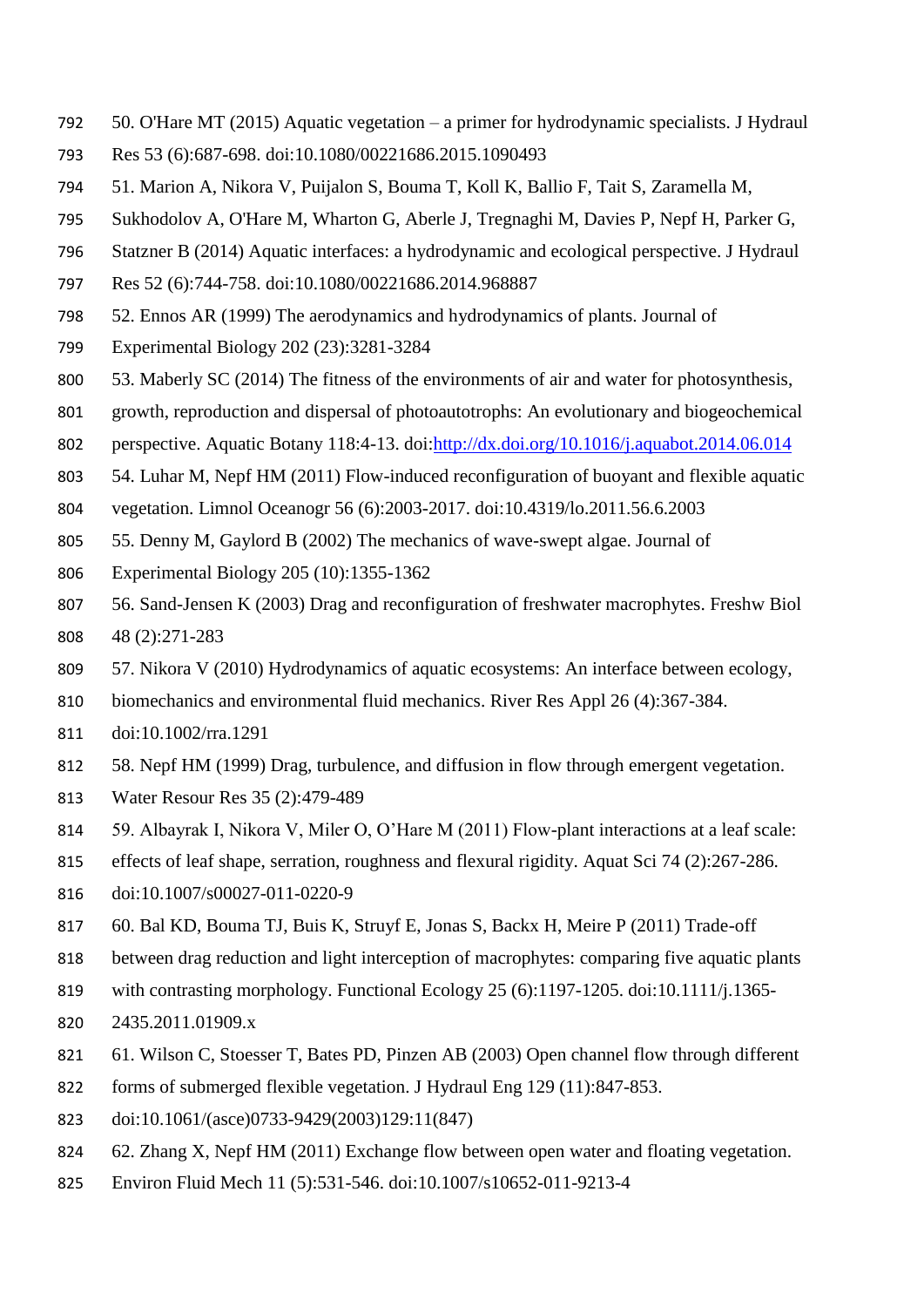50. O'Hare MT (2015) Aquatic vegetation – a primer for hydrodynamic specialists. J Hydraul Res 53 (6):687-698. doi:10.1080/00221686.2015.1090493

51. Marion A, Nikora V, Puijalon S, Bouma T, Koll K, Ballio F, Tait S, Zaramella M, Sukhodolov A, O'Hare M, Wharton G, Aberle J, Tregnaghi M, Davies P, Nepf H, Parker G, Statzner B (2014) Aquatic interfaces: a hydrodynamic and ecological perspective. J Hydraul Res 52 (6):744-758. doi:10.1080/00221686.2014.968887

52. Ennos AR (1999) The aerodynamics and hydrodynamics of plants. Journal of Experimental Biology 202 (23):3281-3284

53. Maberly SC (2014) The fitness of the environments of air and water for photosynthesis, growth, reproduction and dispersal of photoautotrophs: An evolutionary and biogeochemical perspective. Aquatic Botany 118:4-13. doi:http://dx.doi.org/10.1016/j.aquabot.2014.06.014

54. Luhar M, Nepf HM (2011) Flow-induced reconfiguration of buoyant and flexible aquatic vegetation. Limnol Oceanogr 56 (6):2003-2017. doi:10.4319/lo.2011.56.6.2003

55. Denny M, Gaylord B (2002) The mechanics of wave-swept algae. Journal of Experimental Biology 205 (10):1355-1362

56. Sand-Jensen K (2003) Drag and reconfiguration of freshwater macrophytes. Freshw Biol 48 (2):271-283

57. Nikora V (2010) Hydrodynamics of aquatic ecosystems: An interface between ecology, biomechanics and environmental fluid mechanics. River Res Appl 26 (4):367-384. doi:10.1002/rra.1291

58. Nepf HM (1999) Drag, turbulence, and diffusion in flow through emergent vegetation. Water Resour Res 35 (2):479-489

59. Albayrak I, Nikora V, Miler O, O'Hare M (2011) Flow-plant interactions at a leaf scale: effects of leaf shape, serration, roughness and flexural rigidity. Aquat Sci 74 (2):267-286. doi:10.1007/s00027-011-0220-9

60. Bal KD, Bouma TJ, Buis K, Struyf E, Jonas S, Backx H, Meire P (2011) Trade-off between drag reduction and light interception of macrophytes: comparing five aquatic plants with contrasting morphology. Functional Ecology 25 (6):1197-1205. doi:10.1111/j.1365-2435.2011.01909.x

61. Wilson C, Stoesser T, Bates PD, Pinzen AB (2003) Open channel flow through different forms of submerged flexible vegetation. J Hydraul Eng 129 (11):847-853. doi:10.1061/(asce)0733-9429(2003)129:11(847)

62. Zhang X, Nepf HM (2011) Exchange flow between open water and floating vegetation. Environ Fluid Mech 11 (5):531-546. doi:10.1007/s10652-011-9213-4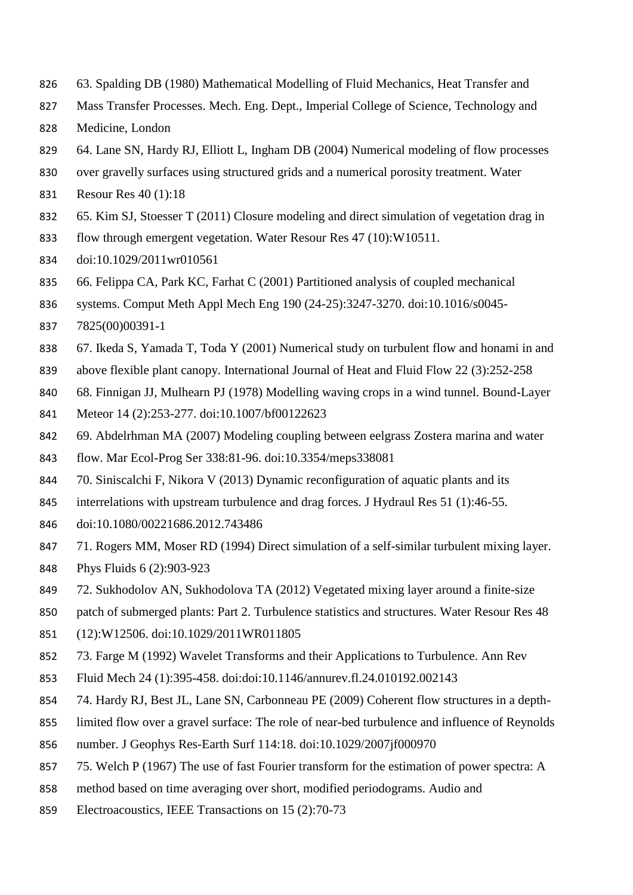63. Spalding DB (1980) Mathematical Modelling of Fluid Mechanics, Heat Transfer and Mass Transfer Processes. Mech. Eng. Dept., Imperial College of Science, Technology and Medicine, London

64. Lane SN, Hardy RJ, Elliott L, Ingham DB (2004) Numerical modeling of flow processes over gravelly surfaces using structured grids and a numerical porosity treatment. Water Resour Res 40 (1):18

65. Kim SJ, Stoesser T (2011) Closure modeling and direct simulation of vegetation drag in flow through emergent vegetation. Water Resour Res 47 (10):W10511. doi:10.1029/2011wr010561

66. Felippa CA, Park KC, Farhat C (2001) Partitioned analysis of coupled mechanical systems. Comput Meth Appl Mech Eng 190 (24-25):3247-3270. doi:10.1016/s0045-7825(00)00391-1

67. Ikeda S, Yamada T, Toda Y (2001) Numerical study on turbulent flow and honami in and above flexible plant canopy. International Journal of Heat and Fluid Flow 22 (3):252-258

68. Finnigan JJ, Mulhearn PJ (1978) Modelling waving crops in a wind tunnel. Bound-Layer Meteor 14 (2):253-277. doi:10.1007/bf00122623

69. Abdelrhman MA (2007) Modeling coupling between eelgrass Zostera marina and water flow. Mar Ecol-Prog Ser 338:81-96. doi:10.3354/meps338081

70. Siniscalchi F, Nikora V (2013) Dynamic reconfiguration of aquatic plants and its interrelations with upstream turbulence and drag forces. J Hydraul Res 51 (1):46-55. doi:10.1080/00221686.2012.743486

71. Rogers MM, Moser RD (1994) Direct simulation of a self-similar turbulent mixing layer. Phys Fluids 6 (2):903-923

72. Sukhodolov AN, Sukhodolova TA (2012) Vegetated mixing layer around a finite-size patch of submerged plants: Part 2. Turbulence statistics and structures. Water Resour Res 48 (12):W12506. doi:10.1029/2011WR011805

73. Farge M (1992) Wavelet Transforms and their Applications to Turbulence. Ann Rev Fluid Mech 24 (1):395-458. doi:doi:10.1146/annurev.fl.24.010192.002143

74. Hardy RJ, Best JL, Lane SN, Carbonneau PE (2009) Coherent flow structures in a depth-limited flow over a gravel surface: The role of near-bed turbulence and influence of Reynolds number. J Geophys Res-Earth Surf 114:18. doi:10.1029/2007jf000970

75. Welch P (1967) The use of fast Fourier transform for the estimation of power spectra: A method based on time averaging over short, modified periodograms. Audio and Electroacoustics, IEEE Transactions on 15 (2):70-73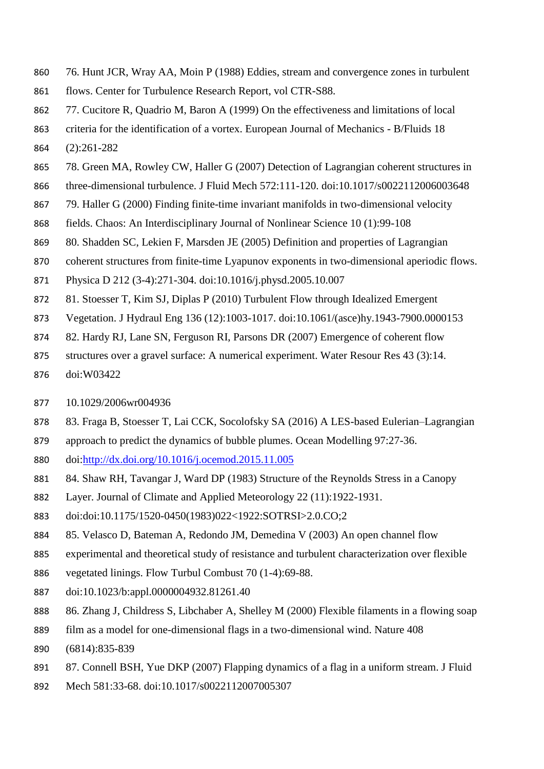76. Hunt JCR, Wray AA, Moin P (1988) Eddies, stream and convergence zones in turbulent flows. Center for Turbulence Research Report, vol CTR-S88.

77. Cucitore R, Quadrio M, Baron A (1999) On the effectiveness and limitations of local criteria for the identification of a vortex. European Journal of Mechanics - B/Fluids 18 (2):261-282

78. Green MA, Rowley CW, Haller G (2007) Detection of Lagrangian coherent structures in three-dimensional turbulence. J Fluid Mech 572:111-120. doi:10.1017/s0022112006003648

79. Haller G (2000) Finding finite-time invariant manifolds in two-dimensional velocity fields. Chaos: An Interdisciplinary Journal of Nonlinear Science 10 (1):99-108

80. Shadden SC, Lekien F, Marsden JE (2005) Definition and properties of Lagrangian coherent structures from finite-time Lyapunov exponents in two-dimensional aperiodic flows. Physica D 212 (3-4):271-304. doi:10.1016/j.physd.2005.10.007

81. Stoesser T, Kim SJ, Diplas P (2010) Turbulent Flow through Idealized Emergent Vegetation. J Hydraul Eng 136 (12):1003-1017. doi:10.1061/(asce)hy.1943-7900.0000153

82. Hardy RJ, Lane SN, Ferguson RI, Parsons DR (2007) Emergence of coherent flow structures over a gravel surface: A numerical experiment. Water Resour Res 43 (3):14. doi:W03422

10.1029/2006wr004936

83. Fraga B, Stoesser T, Lai CCK, Socolofsky SA (2016) A LES-based Eulerian–Lagrangian approach to predict the dynamics of bubble plumes. Ocean Modelling 97:27-36. doi:http://dx.doi.org/10.1016/j.ocemod.2015.11.005

84. Shaw RH, Tavangar J, Ward DP (1983) Structure of the Reynolds Stress in a Canopy Layer. Journal of Climate and Applied Meteorology 22 (11):1922-1931. doi:doi:10.1175/1520-0450(1983)022<1922:SOTRSI>2.0.CO;2

85. Velasco D, Bateman A, Redondo JM, Demedina V (2003) An open channel flow experimental and theoretical study of resistance and turbulent characterization over flexible vegetated linings. Flow Turbul Combust 70 (1-4):69-88. doi:10.1023/b:appl.0000004932.81261.40

86. Zhang J, Childress S, Libchaber A, Shelley M (2000) Flexible filaments in a flowing soap film as a model for one-dimensional flags in a two-dimensional wind. Nature 408 (6814):835-839

87. Connell BSH, Yue DKP (2007) Flapping dynamics of a flag in a uniform stream. J Fluid Mech 581:33-68. doi:10.1017/s0022112007005307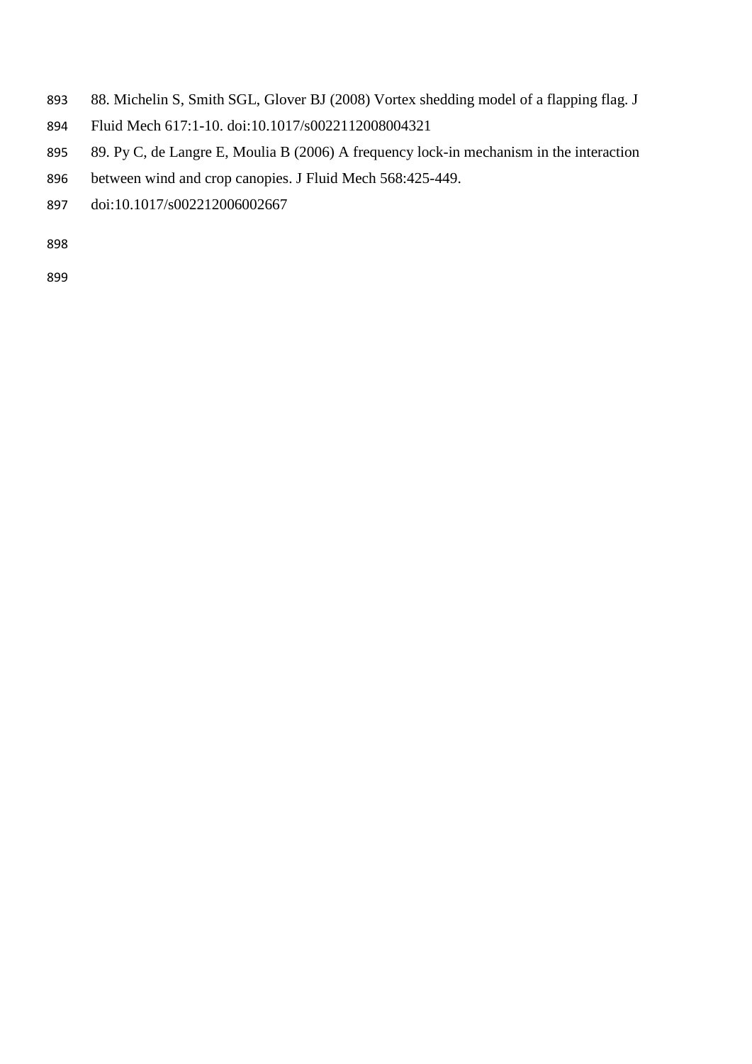88. Michelin S, Smith SGL, Glover BJ (2008) Vortex shedding model of a flapping flag. J Fluid Mech 617:1-10. doi:10.1017/s0022112008004321

89. Py C, de Langre E, Moulia B (2006) A frequency lock-in mechanism in the interaction between wind and crop canopies. J Fluid Mech 568:425-449. doi:10.1017/s002212006002667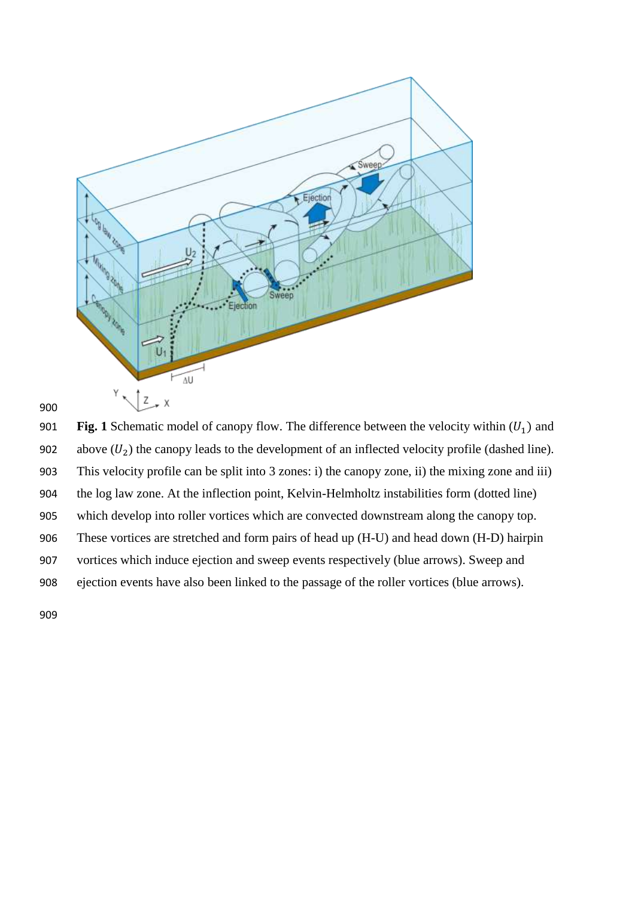**Fig. 1** Schematic model of canopy flow. The difference between the velocity within ($U_1$) and above ($U_2$) the canopy leads to the development of an inflected velocity profile (dashed line). This velocity profile can be split into 3 zones: i) the canopy zone, ii) the mixing zone and iii) the log law zone. At the inflection point, Kelvin-Helmholtz instabilities form (dotted line) which develop into roller vortices which are convected downstream along the canopy top. These vortices are stretched and form pairs of head up (H-U) and head down (H-D) hairpin vortices which induce ejection and sweep events respectively (blue arrows). Sweep and ejection events have also been linked to the passage of the roller vortices (blue arrows).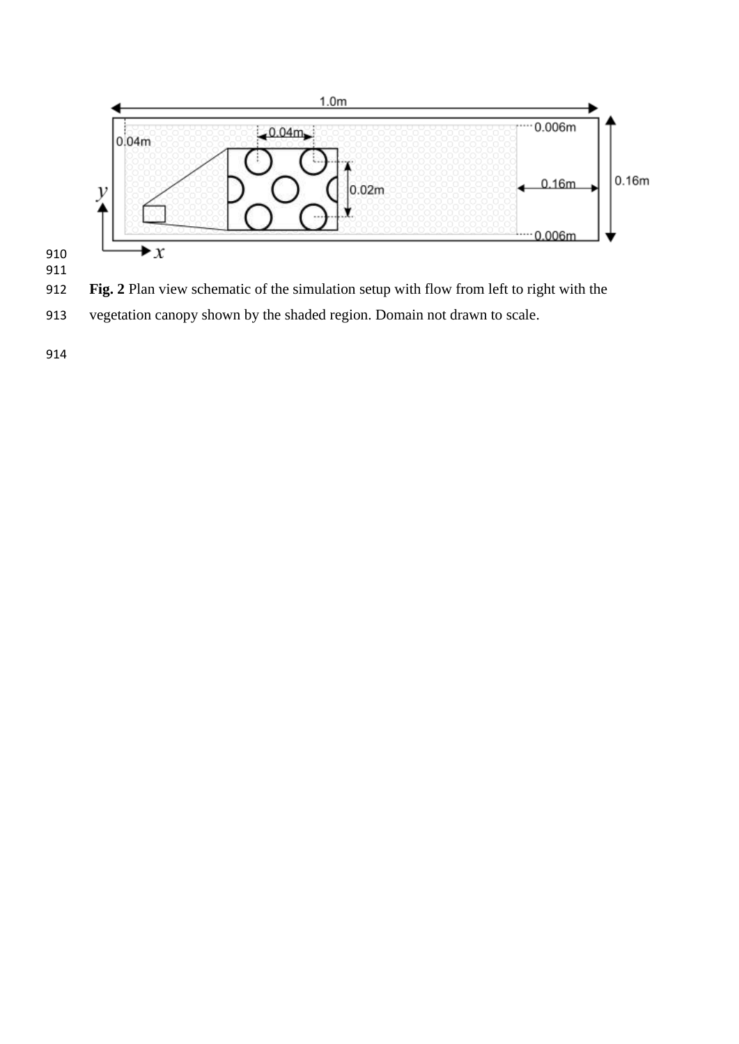**Fig. 2** Plan view schematic of the simulation setup with flow from left to right with the vegetation canopy shown by the shaded region. Domain not drawn to scale.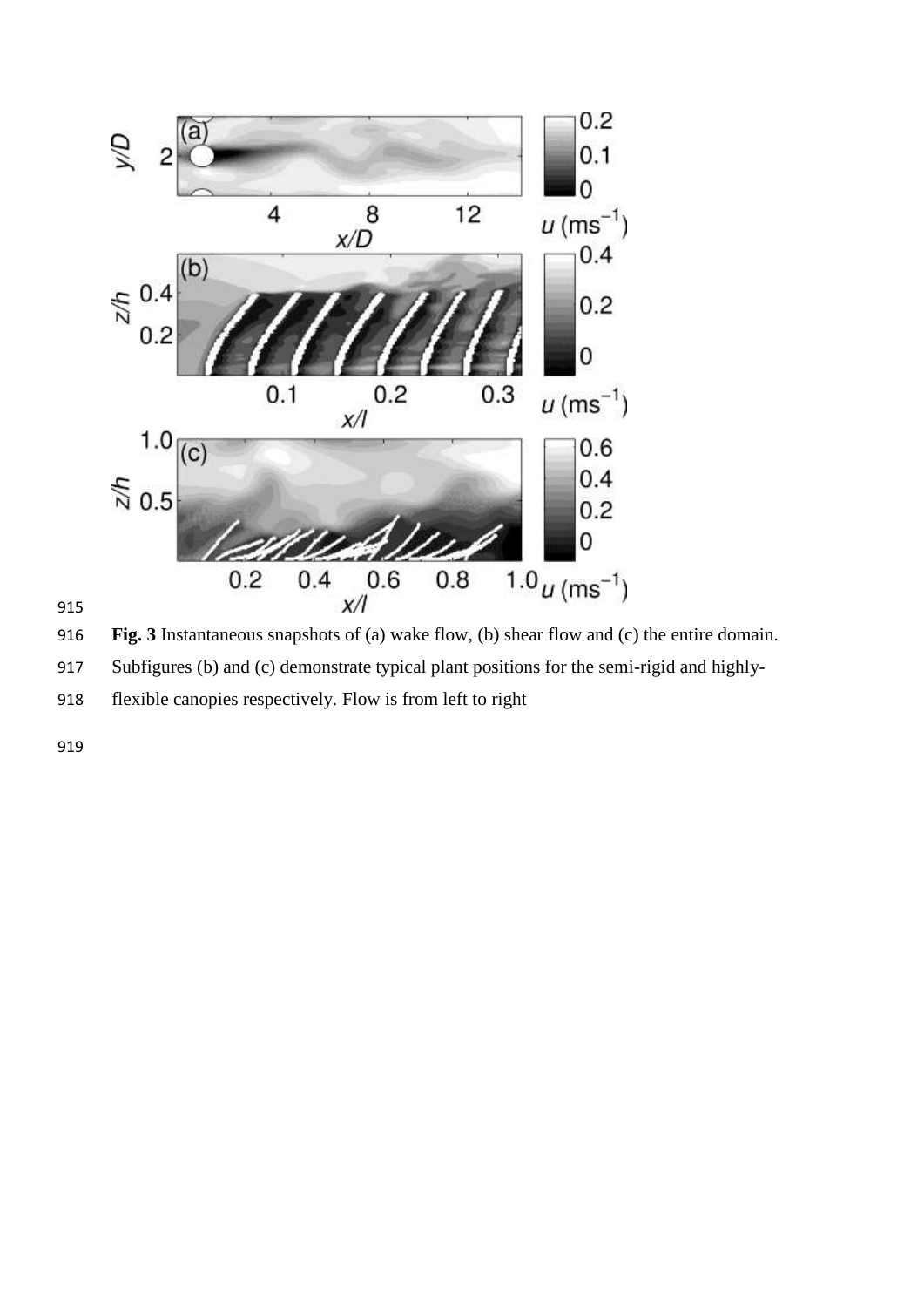**Fig. 3** Instantaneous snapshots of (a) wake flow, (b) shear flow and (c) the entire domain. Subfigures (b) and (c) demonstrate typical plant positions for the semi-rigid and highly-flexible canopies respectively. Flow is from left to right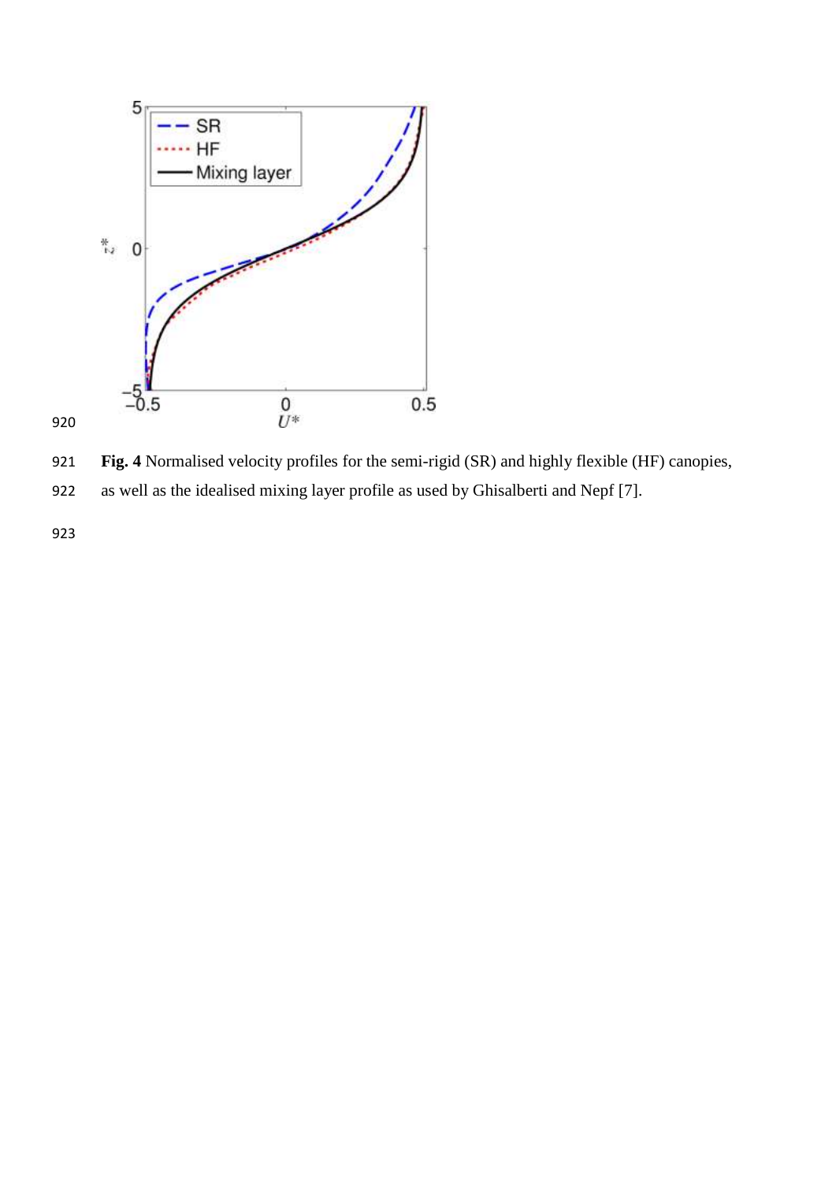**Fig. 4** Normalised velocity profiles for the semi-rigid (SR) and highly flexible (HF) canopies, as well as the idealised mixing layer profile as used by Ghisalberti and Nepf [7].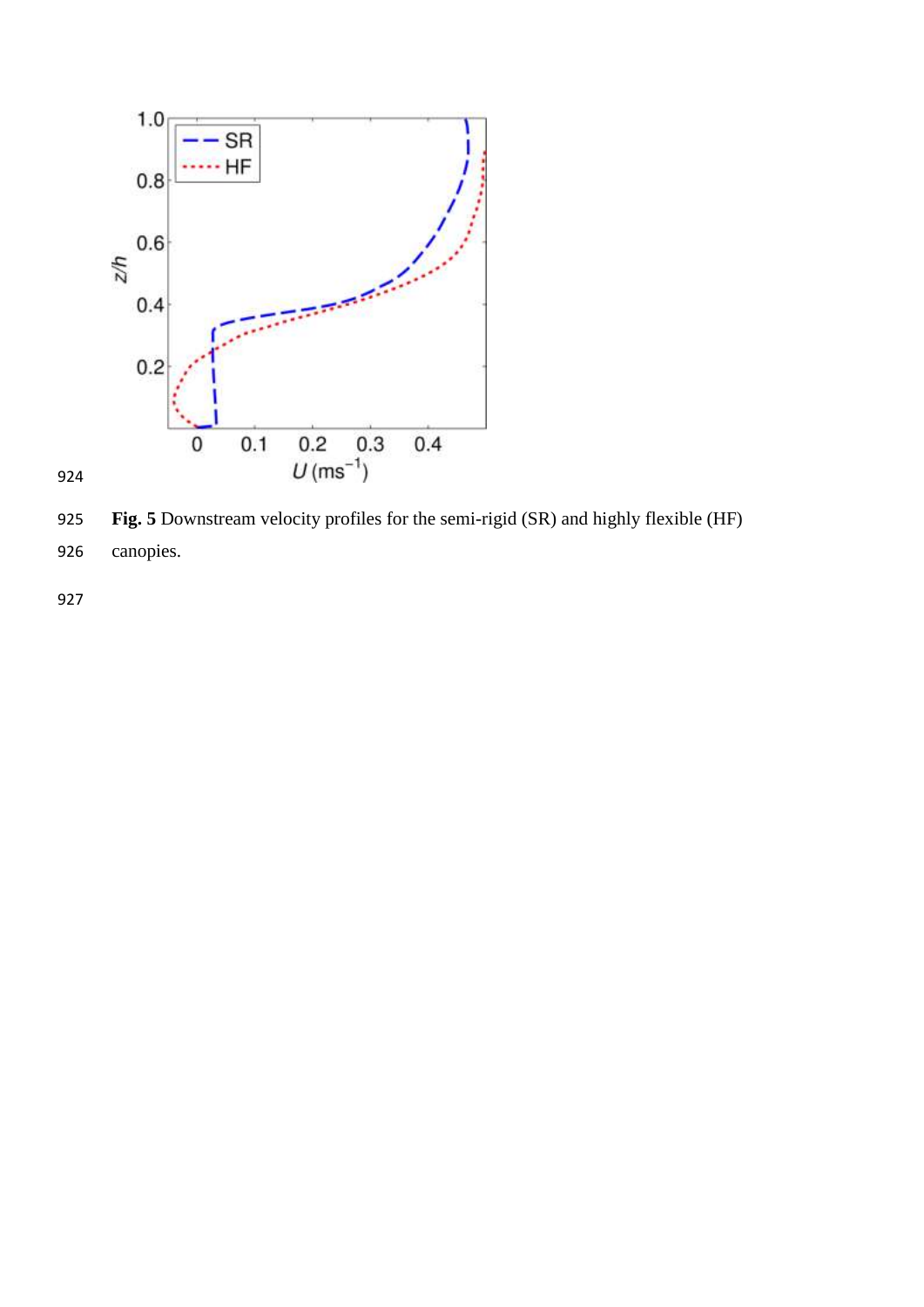**Fig. 5** Downstream velocity profiles for the semi-rigid (SR) and highly flexible (HF) canopies.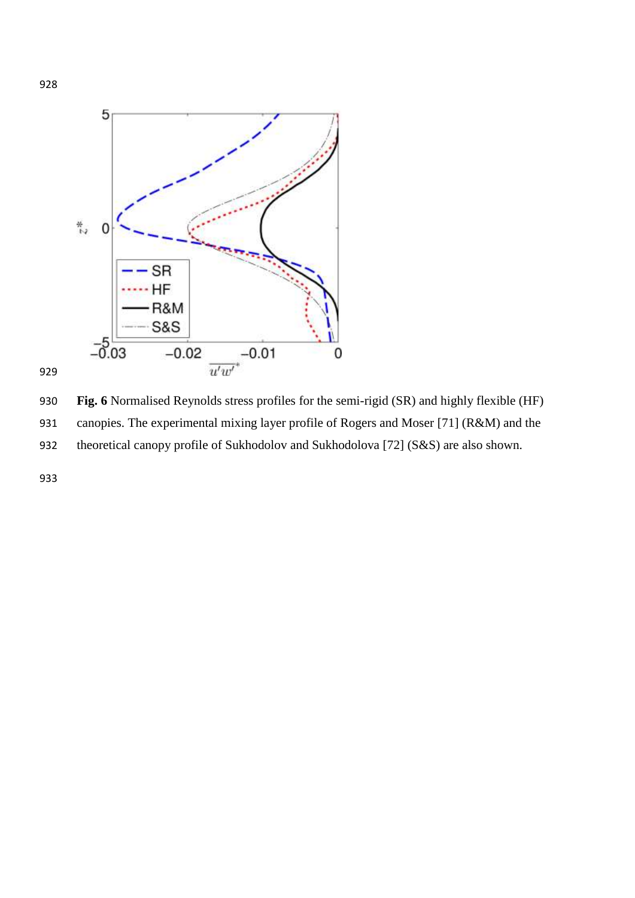**Fig. 6** Normalised Reynolds stress profiles for the semi-rigid (SR) and highly flexible (HF) canopies. The experimental mixing layer profile of Rogers and Moser [71] (R&M) and the theoretical canopy profile of Sukhodolov and Sukhodolova [72] (S&S) are also shown.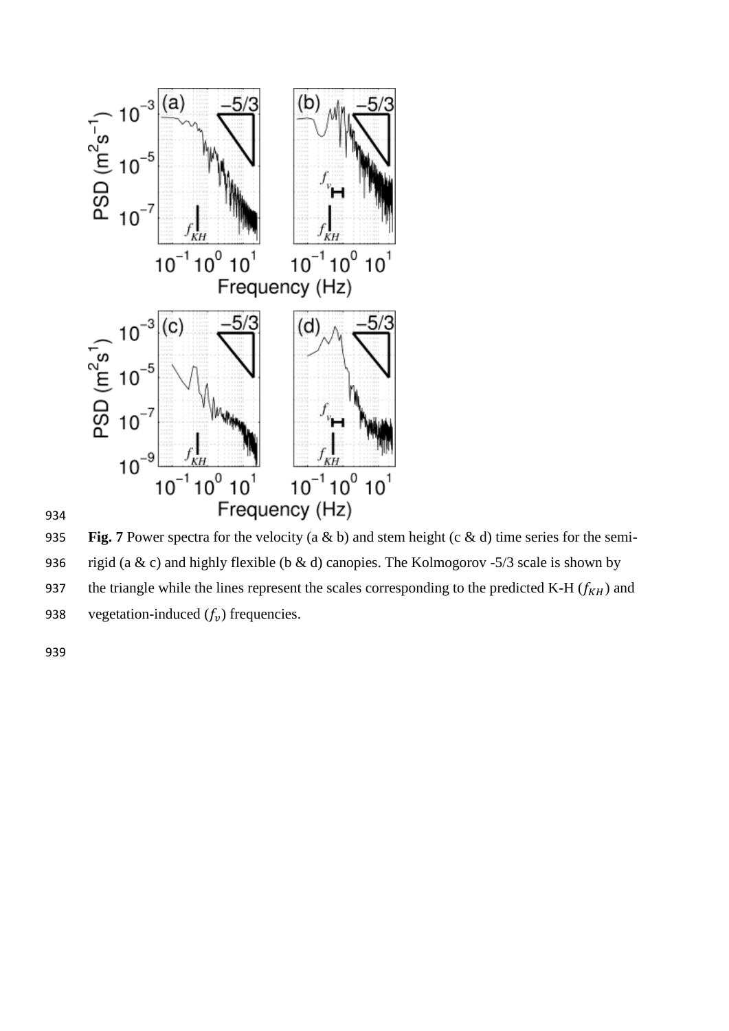**Fig. 7** Power spectra for the velocity (a & b) and stem height (c & d) time series for the semi-rigid (a & c) and highly flexible (b & d) canopies. The Kolmogorov -5/3 scale is shown by the triangle while the lines represent the scales corresponding to the predicted K-H ($f_{KH}$) and vegetation-induced ($f_v$) frequencies.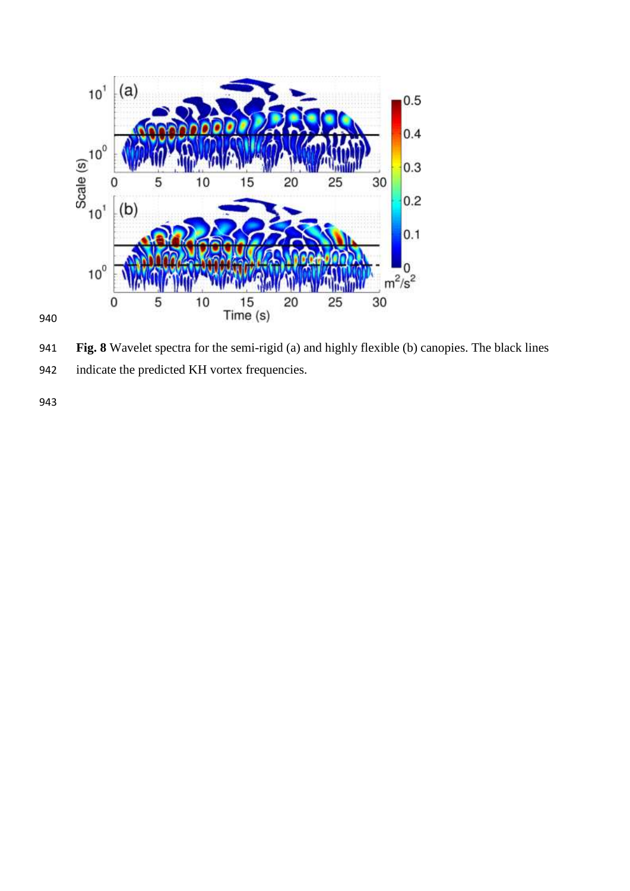**Fig. 8** Wavelet spectra for the semi-rigid (a) and highly flexible (b) canopies. The black lines indicate the predicted KH vortex frequencies.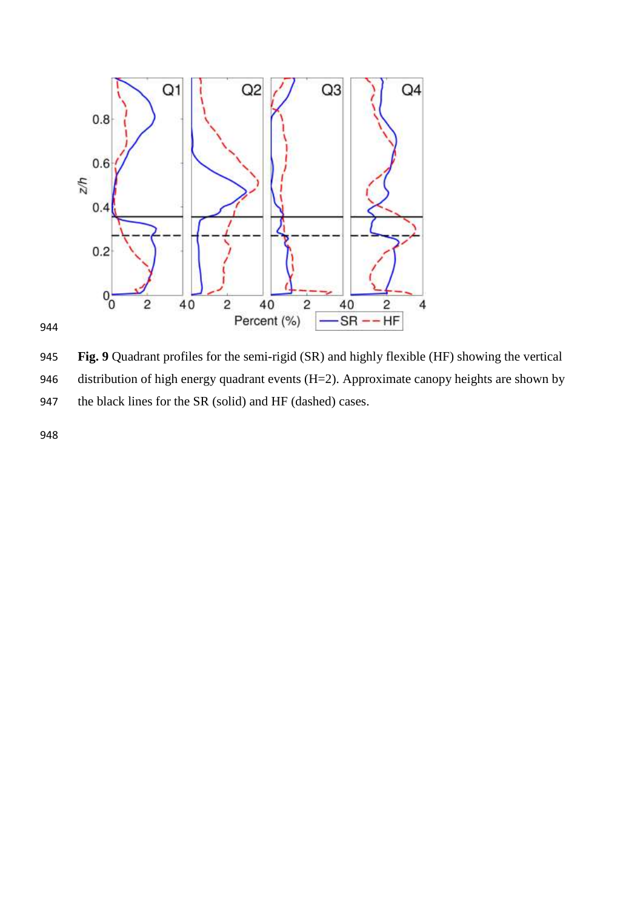**Fig. 9** Quadrant profiles for the semi-rigid (SR) and highly flexible (HF) showing the vertical distribution of high energy quadrant events (H=2). Approximate canopy heights are shown by the black lines for the SR (solid) and HF (dashed) cases.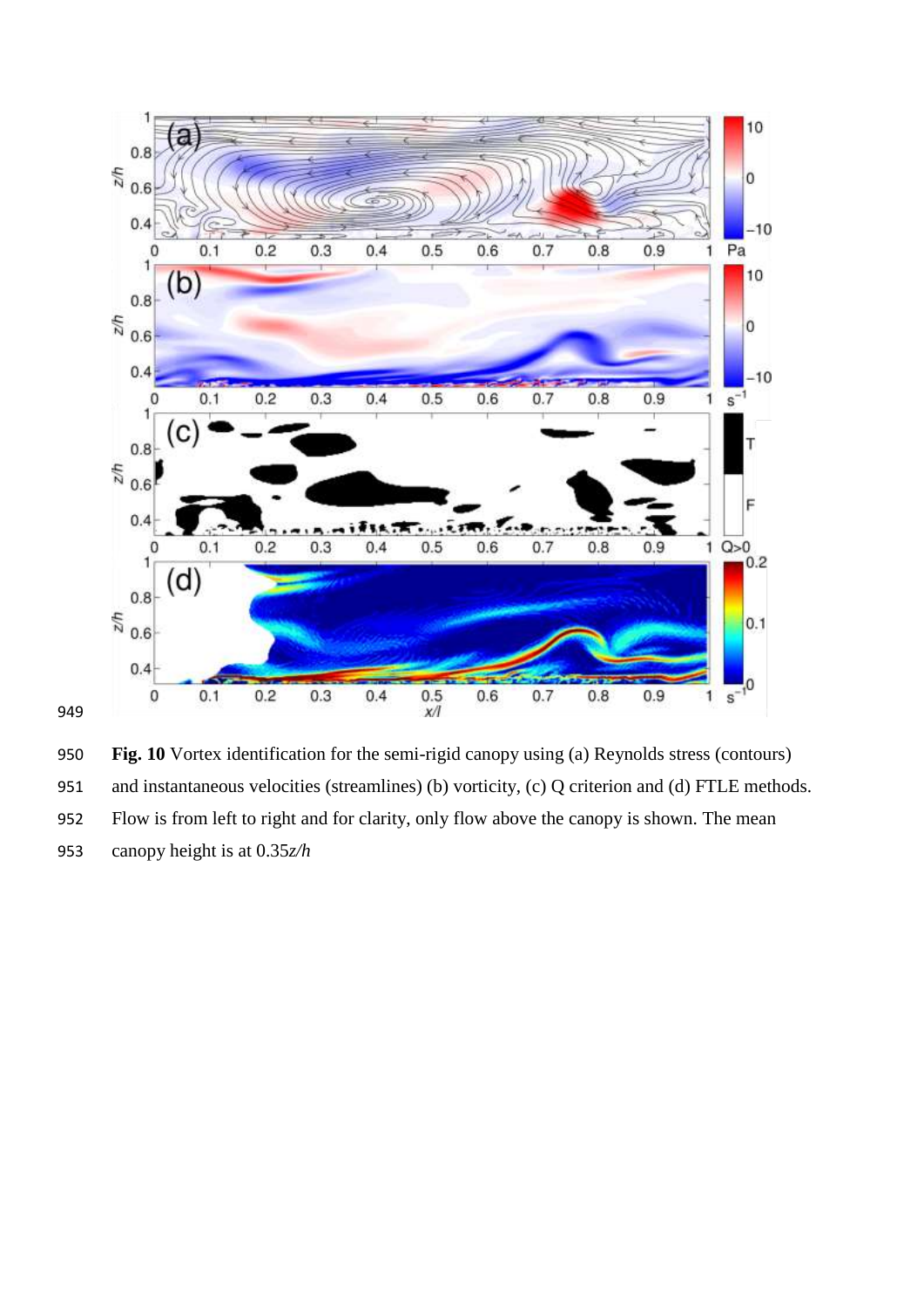Fig. 10 Vortex identification for the semi-rigid canopy using (a) Reynolds stress (contours) and instantaneous velocities (streamlines) (b) vorticity, (c) Q criterion and (d) FTLE methods. Flow is from left to right and for clarity, only flow above the canopy is shown. The mean canopy height is at 0.35*z/h*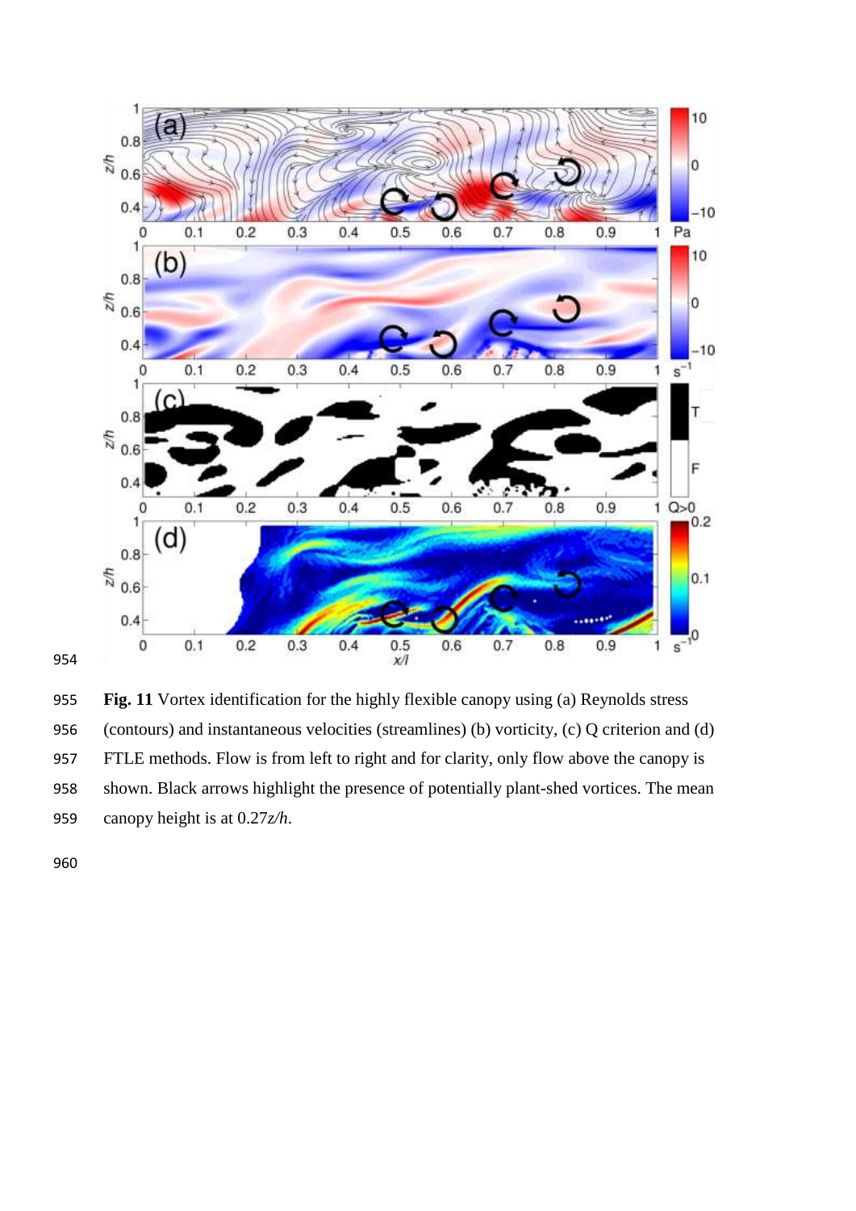**Fig. 11** Vortex identification for the highly flexible canopy using (a) Reynolds stress (contours) and instantaneous velocities (streamlines) (b) vorticity, (c) Q criterion and (d) FTLE methods. Flow is from left to right and for clarity, only flow above the canopy is shown. Black arrows highlight the presence of potentially plant-shed vortices. The mean canopy height is at 0.27*z/h*.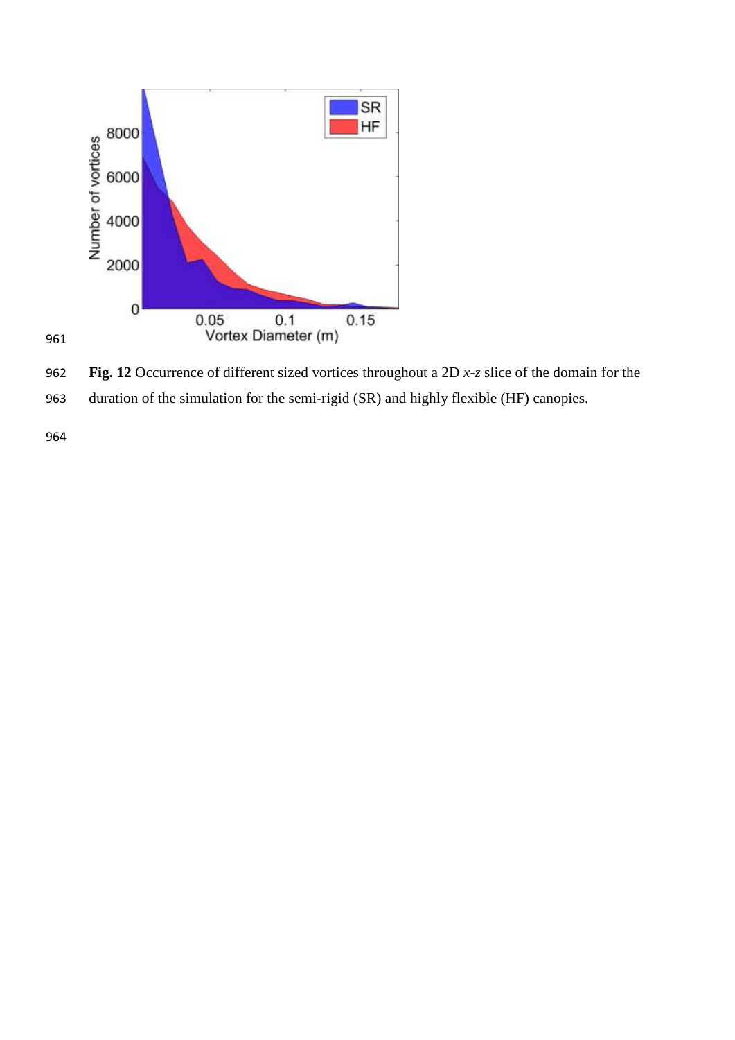**Fig. 12** Occurrence of different sized vortices throughout a 2D *x-z* slice of the domain for the duration of the simulation for the semi-rigid (SR) and highly flexible (HF) canopies.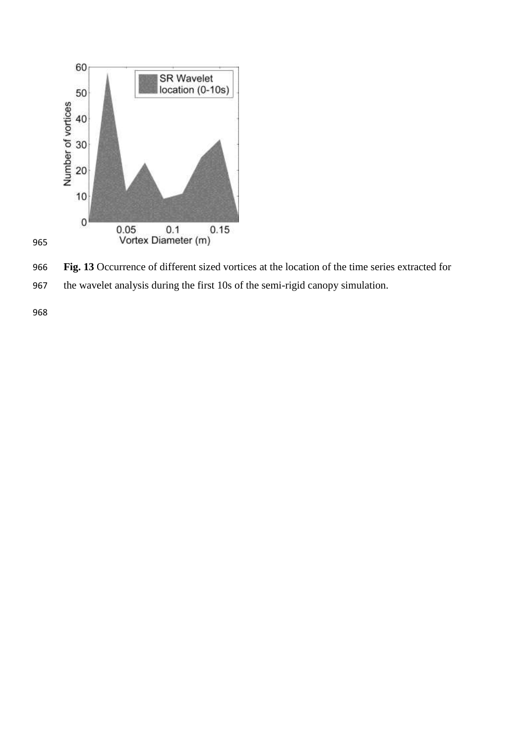**Fig. 13** Occurrence of different sized vortices at the location of the time series extracted for the wavelet analysis during the first 10s of the semi-rigid canopy simulation.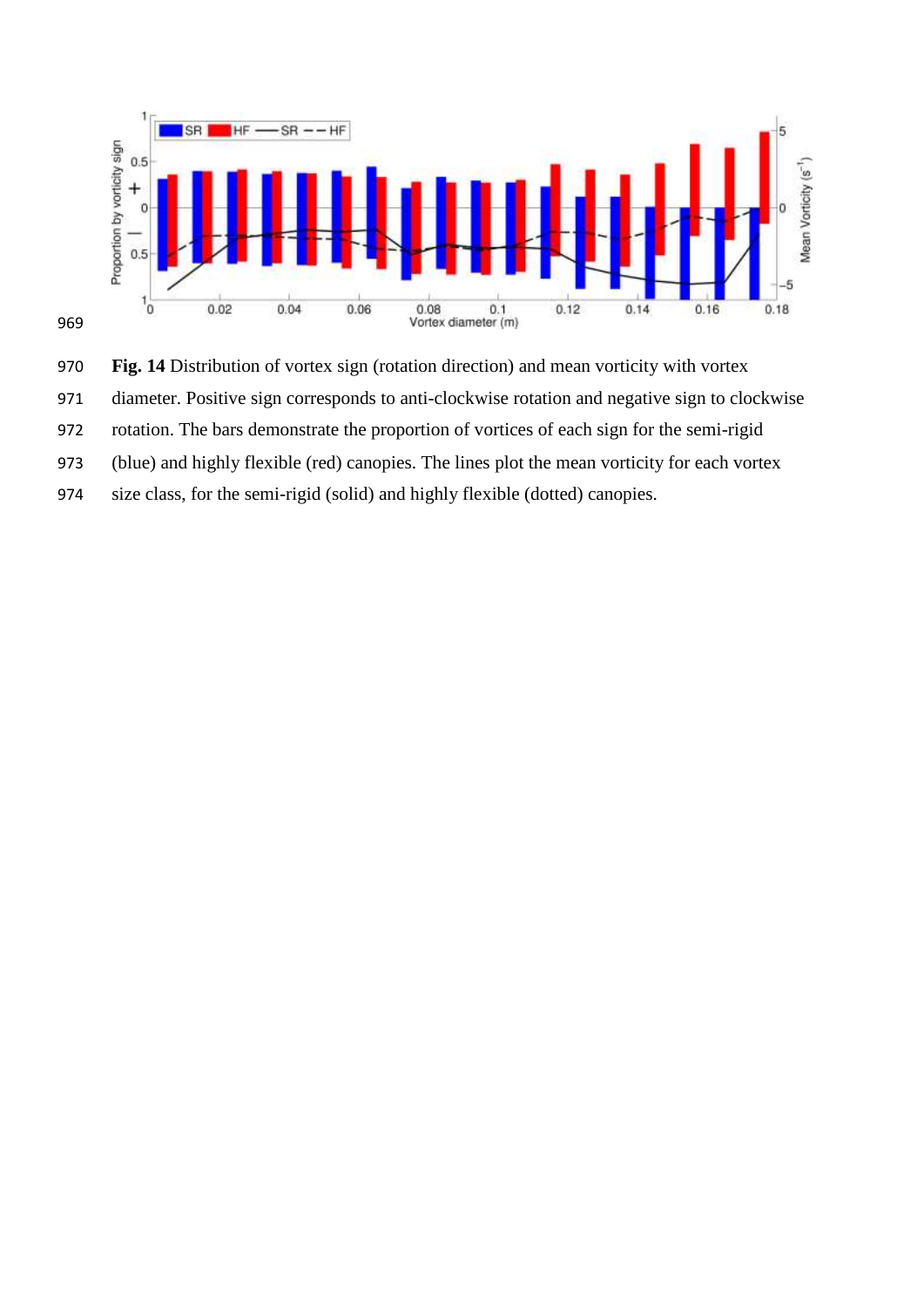1
SR HF — SR - - HF
Proportion by vorticity sign
0.5
+
0
−
0.5
1
0 0.02 0.04 0.06 0.08 0.1 0.12 0.14 0.16 0.18
Vortex diameter (m)
5
0
−5
Mean Vorticity ($s^{-1}$)

**Fig. 14** Distribution of vortex sign (rotation direction) and mean vorticity with vortex diameter. Positive sign corresponds to anti-clockwise rotation and negative sign to clockwise rotation. The bars demonstrate the proportion of vortices of each sign for the semi-rigid (blue) and highly flexible (red) canopies. The lines plot the mean vorticity for each vortex size class, for the semi-rigid (solid) and highly flexible (dotted) canopies.